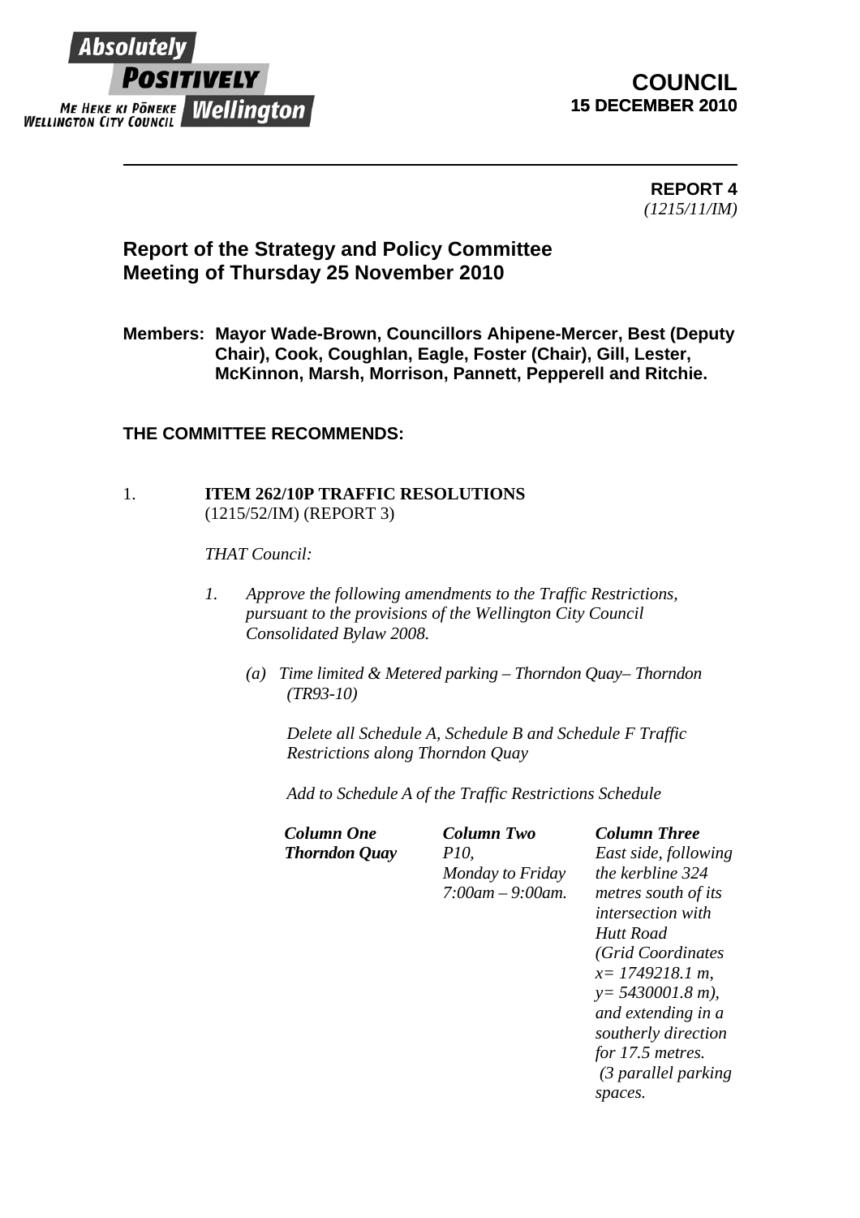Absolutely POSITIVELY Wellington
ME HEKE KI PŌNEKE
WELLINGTON CITY COUNCIL

**COUNCIL**
**15 DECEMBER 2010**

---

**REPORT 4**
*(1215/11/IM)*

## Report of the Strategy and Policy Committee Meeting of Thursday 25 November 2010

**Members: Mayor Wade-Brown, Councillors Ahipene-Mercer, Best (Deputy Chair), Cook, Coughlan, Eagle, Foster (Chair), Gill, Lester, McKinnon, Marsh, Morrison, Pannett, Pepperell and Ritchie.**

### THE COMMITTEE RECOMMENDS:

1. **ITEM 262/10P TRAFFIC RESOLUTIONS**
(1215/52/IM) (REPORT 3)

*THAT Council:*

1. *Approve the following amendments to the Traffic Restrictions, pursuant to the provisions of the Wellington City Council Consolidated Bylaw 2008.*

   *(a) Time limited & Metered parking – Thorndon Quay– Thorndon (TR93-10)*

   *Delete all Schedule A, Schedule B and Schedule F Traffic Restrictions along Thorndon Quay*

   *Add to Schedule A of the Traffic Restrictions Schedule*

| ***Column One*** | ***Column Two*** | ***Column Three*** |
|---|---|---|
| ***Thorndon Quay*** | *P10, Monday to Friday 7:00am – 9:00am.* | *East side, following the kerbline 324 metres south of its intersection with Hutt Road (Grid Coordinates x= 1749218.1 m, y= 5430001.8 m), and extending in a southerly direction for 17.5 metres. (3 parallel parking spaces.* |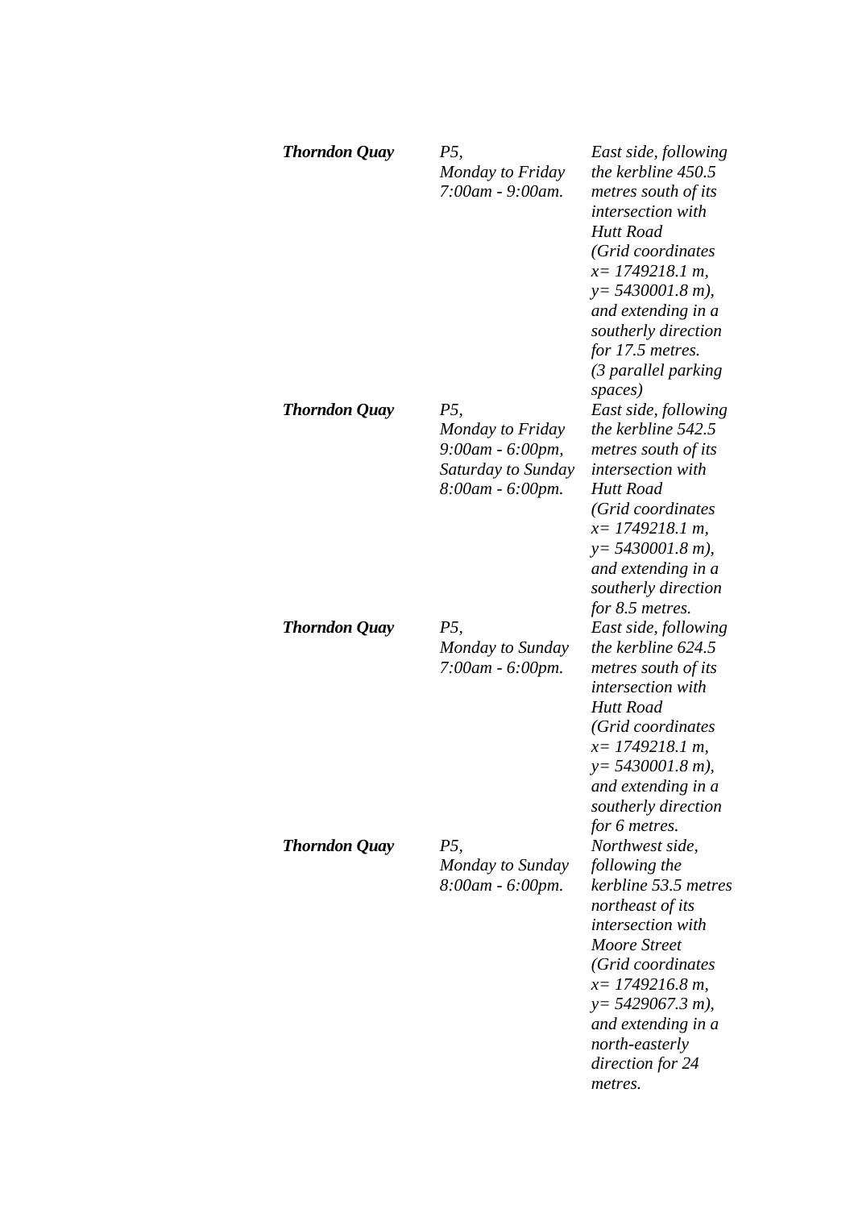| | | |
|---|---|---|
| ***Thorndon Quay*** | *P5, Monday to Friday 7:00am - 9:00am.* | *East side, following the kerbline 450.5 metres south of its intersection with Hutt Road (Grid coordinates x= 1749218.1 m, y= 5430001.8 m), and extending in a southerly direction for 17.5 metres. (3 parallel parking spaces)* |
| ***Thorndon Quay*** | *P5, Monday to Friday 9:00am - 6:00pm, Saturday to Sunday 8:00am - 6:00pm.* | *East side, following the kerbline 542.5 metres south of its intersection with Hutt Road (Grid coordinates x= 1749218.1 m, y= 5430001.8 m), and extending in a southerly direction for 8.5 metres.* |
| ***Thorndon Quay*** | *P5, Monday to Sunday 7:00am - 6:00pm.* | *East side, following the kerbline 624.5 metres south of its intersection with Hutt Road (Grid coordinates x= 1749218.1 m, y= 5430001.8 m), and extending in a southerly direction for 6 metres.* |
| ***Thorndon Quay*** | *P5, Monday to Sunday 8:00am - 6:00pm.* | *Northwest side, following the kerbline 53.5 metres northeast of its intersection with Moore Street (Grid coordinates x= 1749216.8 m, y= 5429067.3 m), and extending in a north-easterly direction for 24 metres.* |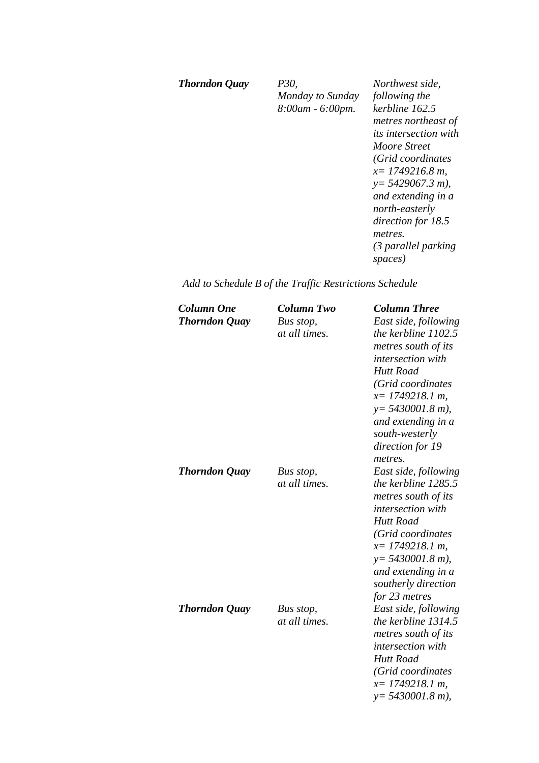| | | |
|---|---|---|
| ***Thorndon Quay*** | *P30, Monday to Sunday 8:00am - 6:00pm.* | *Northwest side, following the kerbline 162.5 metres northeast of its intersection with Moore Street (Grid coordinates x= 1749216.8 m, y= 5429067.3 m), and extending in a north-easterly direction for 18.5 metres. (3 parallel parking spaces)* |

*Add to Schedule B of the Traffic Restrictions Schedule*

| ***Column One*** | ***Column Two*** | ***Column Three*** |
|---|---|---|
| ***Thorndon Quay*** | *Bus stop, at all times.* | *East side, following the kerbline 1102.5 metres south of its intersection with Hutt Road (Grid coordinates x= 1749218.1 m, y= 5430001.8 m), and extending in a south-westerly direction for 19 metres.* |
| ***Thorndon Quay*** | *Bus stop, at all times.* | *East side, following the kerbline 1285.5 metres south of its intersection with Hutt Road (Grid coordinates x= 1749218.1 m, y= 5430001.8 m), and extending in a southerly direction for 23 metres* |
| ***Thorndon Quay*** | *Bus stop, at all times.* | *East side, following the kerbline 1314.5 metres south of its intersection with Hutt Road (Grid coordinates x= 1749218.1 m, y= 5430001.8 m),* |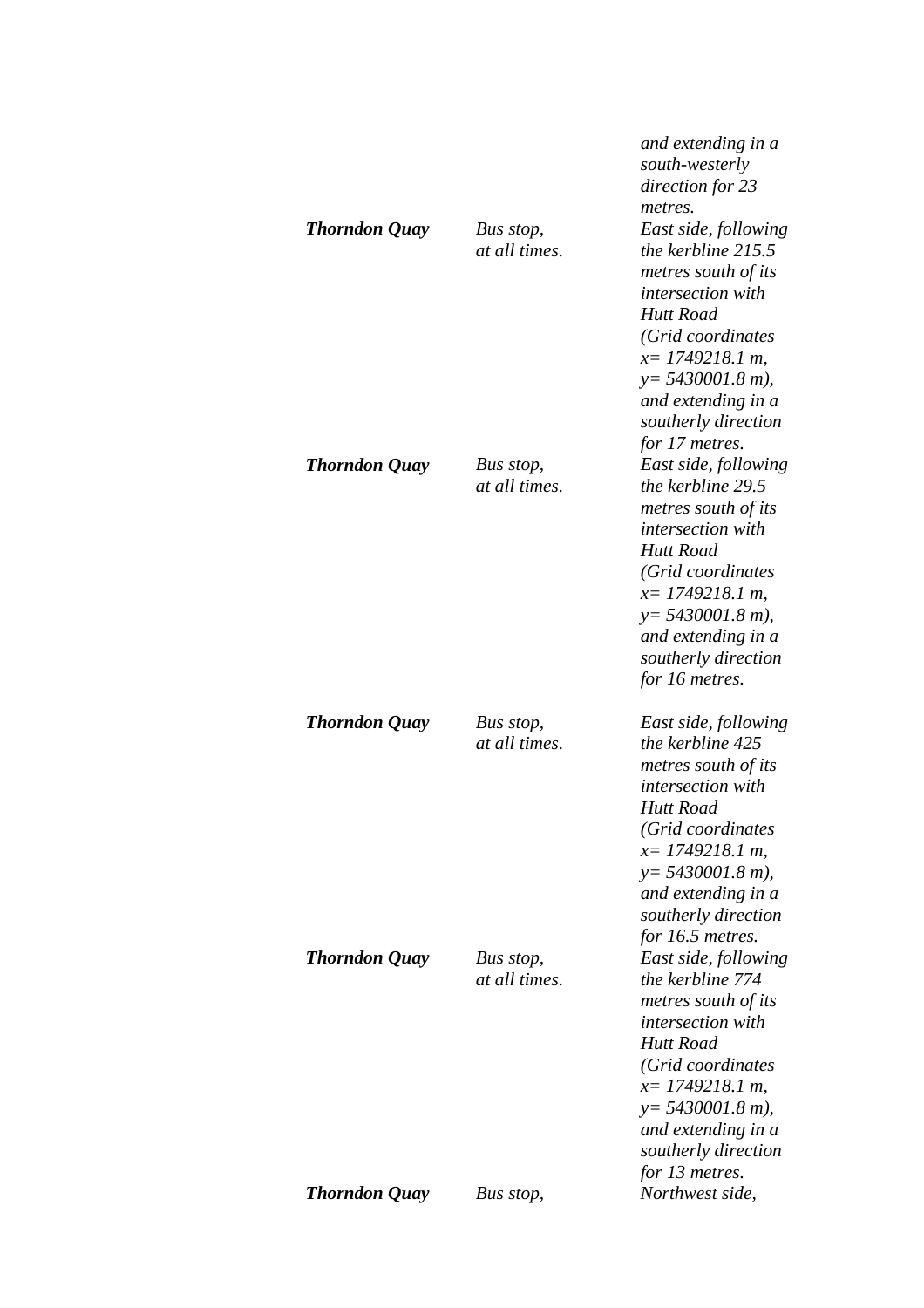| | | |
|---|---|---|
| | | *and extending in a south-westerly direction for 23 metres.* |
| ***Thorndon Quay*** | *Bus stop, at all times.* | *East side, following the kerbline 215.5 metres south of its intersection with Hutt Road (Grid coordinates x= 1749218.1 m, y= 5430001.8 m), and extending in a southerly direction for 17 metres.* |
| ***Thorndon Quay*** | *Bus stop, at all times.* | *East side, following the kerbline 29.5 metres south of its intersection with Hutt Road (Grid coordinates x= 1749218.1 m, y= 5430001.8 m), and extending in a southerly direction for 16 metres.* |
| ***Thorndon Quay*** | *Bus stop, at all times.* | *East side, following the kerbline 425 metres south of its intersection with Hutt Road (Grid coordinates x= 1749218.1 m, y= 5430001.8 m), and extending in a southerly direction for 16.5 metres.* |
| ***Thorndon Quay*** | *Bus stop, at all times.* | *East side, following the kerbline 774 metres south of its intersection with Hutt Road (Grid coordinates x= 1749218.1 m, y= 5430001.8 m), and extending in a southerly direction for 13 metres.* |
| ***Thorndon Quay*** | *Bus stop,* | *Northwest side,* |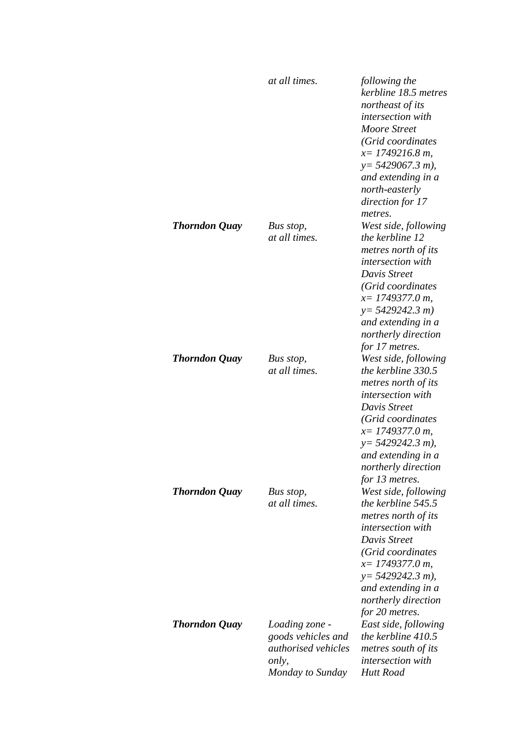| | | |
|---|---|---|
| | *at all times.* | *following the kerbline 18.5 metres northeast of its intersection with Moore Street (Grid coordinates x= 1749216.8 m, y= 5429067.3 m), and extending in a north-easterly direction for 17 metres.* |
| ***Thorndon Quay*** | *Bus stop, at all times.* | *West side, following the kerbline 12 metres north of its intersection with Davis Street (Grid coordinates x= 1749377.0 m, y= 5429242.3 m) and extending in a northerly direction for 17 metres.* |
| ***Thorndon Quay*** | *Bus stop, at all times.* | *West side, following the kerbline 330.5 metres north of its intersection with Davis Street (Grid coordinates x= 1749377.0 m, y= 5429242.3 m), and extending in a northerly direction for 13 metres.* |
| ***Thorndon Quay*** | *Bus stop, at all times.* | *West side, following the kerbline 545.5 metres north of its intersection with Davis Street (Grid coordinates x= 1749377.0 m, y= 5429242.3 m), and extending in a northerly direction for 20 metres.* |
| ***Thorndon Quay*** | *Loading zone - goods vehicles and authorised vehicles only, Monday to Sunday* | *East side, following the kerbline 410.5 metres south of its intersection with Hutt Road* |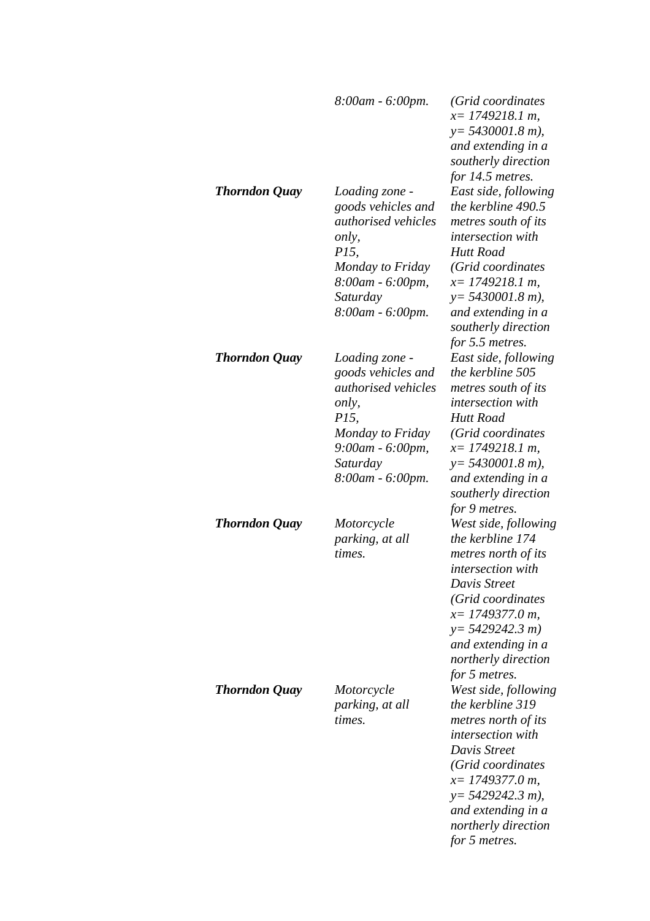| | | |
|---|---|---|
| | *8:00am - 6:00pm.* | *(Grid coordinates x= 1749218.1 m, y= 5430001.8 m), and extending in a southerly direction for 14.5 metres.* |
| ***Thorndon Quay*** | *Loading zone - goods vehicles and authorised vehicles only, P15, Monday to Friday 8:00am - 6:00pm, Saturday 8:00am - 6:00pm.* | *East side, following the kerbline 490.5 metres south of its intersection with Hutt Road (Grid coordinates x= 1749218.1 m, y= 5430001.8 m), and extending in a southerly direction for 5.5 metres.* |
| ***Thorndon Quay*** | *Loading zone - goods vehicles and authorised vehicles only, P15, Monday to Friday 9:00am - 6:00pm, Saturday 8:00am - 6:00pm.* | *East side, following the kerbline 505 metres south of its intersection with Hutt Road (Grid coordinates x= 1749218.1 m, y= 5430001.8 m), and extending in a southerly direction for 9 metres.* |
| ***Thorndon Quay*** | *Motorcycle parking, at all times.* | *West side, following the kerbline 174 metres north of its intersection with Davis Street (Grid coordinates x= 1749377.0 m, y= 5429242.3 m) and extending in a northerly direction for 5 metres.* |
| ***Thorndon Quay*** | *Motorcycle parking, at all times.* | *West side, following the kerbline 319 metres north of its intersection with Davis Street (Grid coordinates x= 1749377.0 m, y= 5429242.3 m), and extending in a northerly direction for 5 metres.* |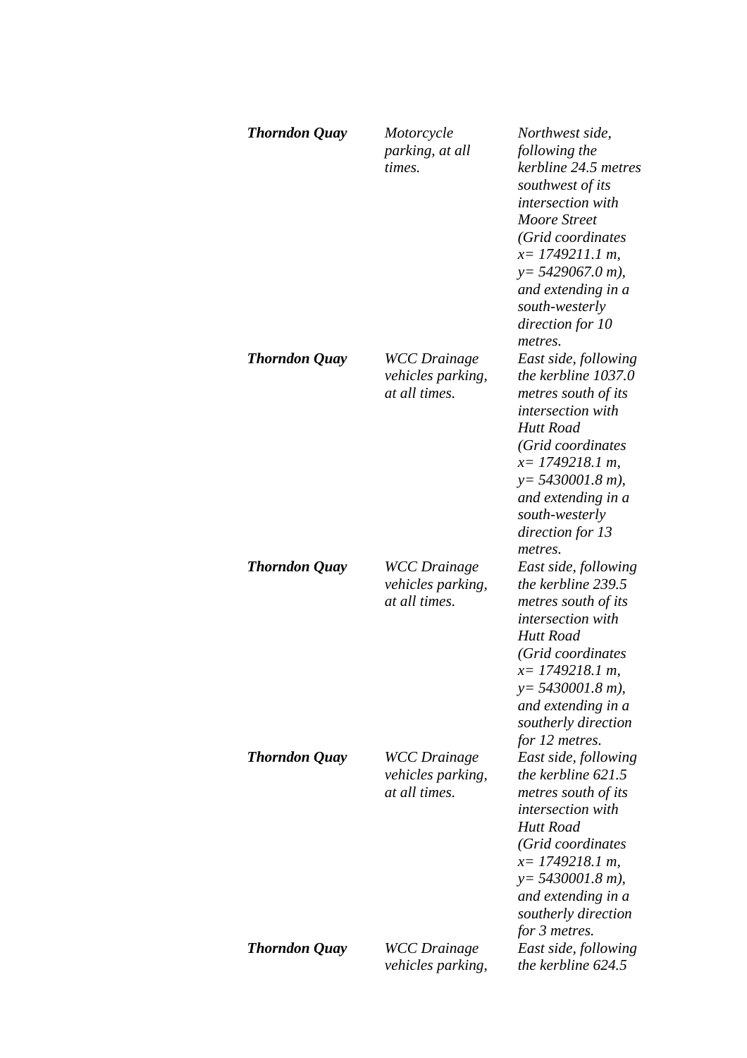| | | |
|---|---|---|
| ***Thorndon Quay*** | *Motorcycle parking, at all times.* | *Northwest side, following the kerbline 24.5 metres southwest of its intersection with Moore Street (Grid coordinates x= 1749211.1 m, y= 5429067.0 m), and extending in a south-westerly direction for 10 metres.* |
| ***Thorndon Quay*** | *WCC Drainage vehicles parking, at all times.* | *East side, following the kerbline 1037.0 metres south of its intersection with Hutt Road (Grid coordinates x= 1749218.1 m, y= 5430001.8 m), and extending in a south-westerly direction for 13 metres.* |
| ***Thorndon Quay*** | *WCC Drainage vehicles parking, at all times.* | *East side, following the kerbline 239.5 metres south of its intersection with Hutt Road (Grid coordinates x= 1749218.1 m, y= 5430001.8 m), and extending in a southerly direction for 12 metres.* |
| ***Thorndon Quay*** | *WCC Drainage vehicles parking, at all times.* | *East side, following the kerbline 621.5 metres south of its intersection with Hutt Road (Grid coordinates x= 1749218.1 m, y= 5430001.8 m), and extending in a southerly direction for 3 metres.* |
| ***Thorndon Quay*** | *WCC Drainage vehicles parking,* | *East side, following the kerbline 624.5* |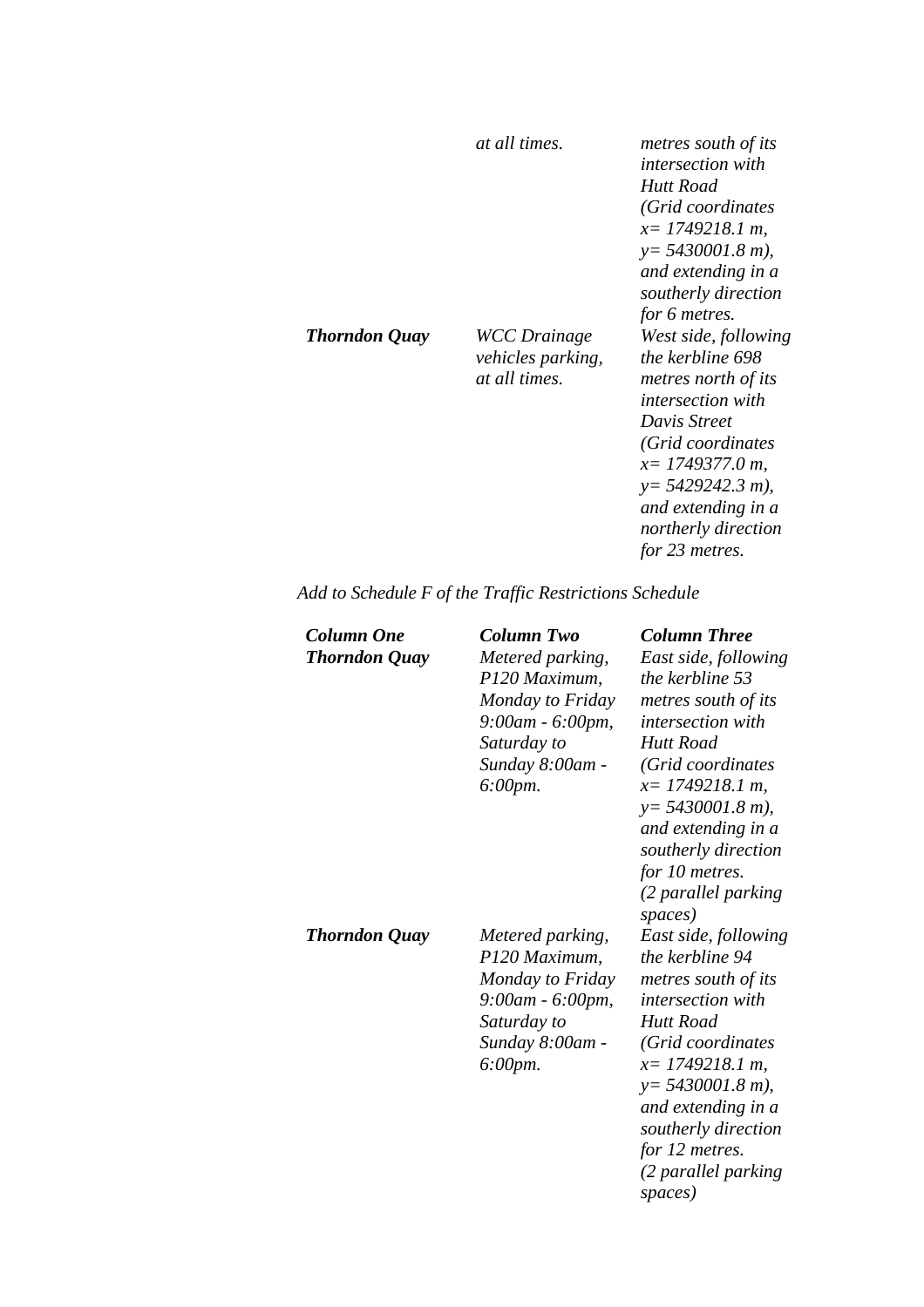| | | |
|---|---|---|
| | *at all times.* | *metres south of its intersection with Hutt Road (Grid coordinates x= 1749218.1 m, y= 5430001.8 m), and extending in a southerly direction for 6 metres.* |
| ***Thorndon Quay*** | *WCC Drainage vehicles parking, at all times.* | *West side, following the kerbline 698 metres north of its intersection with Davis Street (Grid coordinates x= 1749377.0 m, y= 5429242.3 m), and extending in a northerly direction for 23 metres.* |

*Add to Schedule F of the Traffic Restrictions Schedule*

| ***Column One*** | ***Column Two*** | ***Column Three*** |
|---|---|---|
| ***Thorndon Quay*** | *Metered parking, P120 Maximum, Monday to Friday 9:00am - 6:00pm, Saturday to Sunday 8:00am - 6:00pm.* | *East side, following the kerbline 53 metres south of its intersection with Hutt Road (Grid coordinates x= 1749218.1 m, y= 5430001.8 m), and extending in a southerly direction for 10 metres. (2 parallel parking spaces)* |
| ***Thorndon Quay*** | *Metered parking, P120 Maximum, Monday to Friday 9:00am - 6:00pm, Saturday to Sunday 8:00am - 6:00pm.* | *East side, following the kerbline 94 metres south of its intersection with Hutt Road (Grid coordinates x= 1749218.1 m, y= 5430001.8 m), and extending in a southerly direction for 12 metres. (2 parallel parking spaces)* |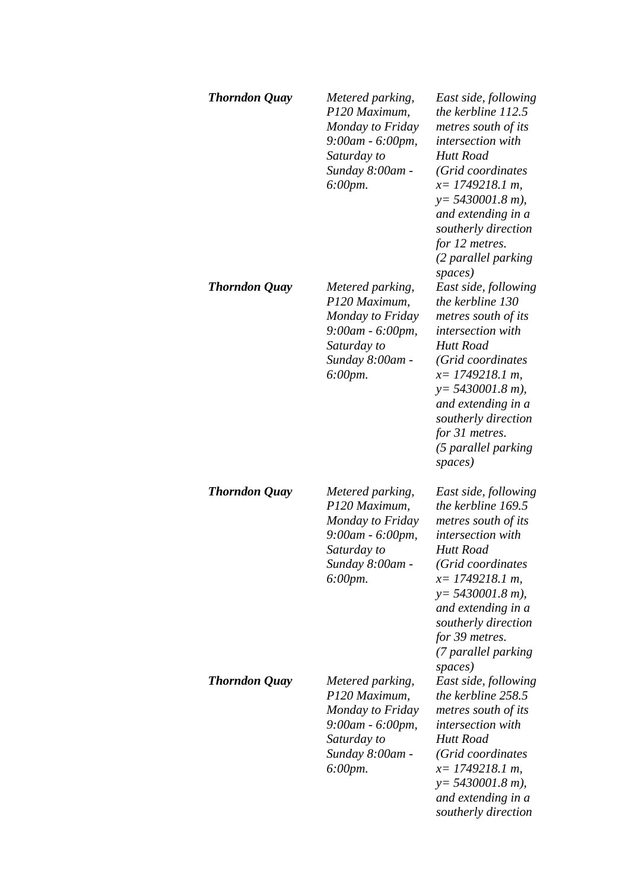| | | |
|---|---|---|
| ***Thorndon Quay*** | *Metered parking, P120 Maximum, Monday to Friday 9:00am - 6:00pm, Saturday to Sunday 8:00am - 6:00pm.* | *East side, following the kerbline 112.5 metres south of its intersection with Hutt Road (Grid coordinates x= 1749218.1 m, y= 5430001.8 m), and extending in a southerly direction for 12 metres. (2 parallel parking spaces)* |
| ***Thorndon Quay*** | *Metered parking, P120 Maximum, Monday to Friday 9:00am - 6:00pm, Saturday to Sunday 8:00am - 6:00pm.* | *East side, following the kerbline 130 metres south of its intersection with Hutt Road (Grid coordinates x= 1749218.1 m, y= 5430001.8 m), and extending in a southerly direction for 31 metres. (5 parallel parking spaces)* |
| ***Thorndon Quay*** | *Metered parking, P120 Maximum, Monday to Friday 9:00am - 6:00pm, Saturday to Sunday 8:00am - 6:00pm.* | *East side, following the kerbline 169.5 metres south of its intersection with Hutt Road (Grid coordinates x= 1749218.1 m, y= 5430001.8 m), and extending in a southerly direction for 39 metres. (7 parallel parking spaces)* |
| ***Thorndon Quay*** | *Metered parking, P120 Maximum, Monday to Friday 9:00am - 6:00pm, Saturday to Sunday 8:00am - 6:00pm.* | *East side, following the kerbline 258.5 metres south of its intersection with Hutt Road (Grid coordinates x= 1749218.1 m, y= 5430001.8 m), and extending in a southerly direction* |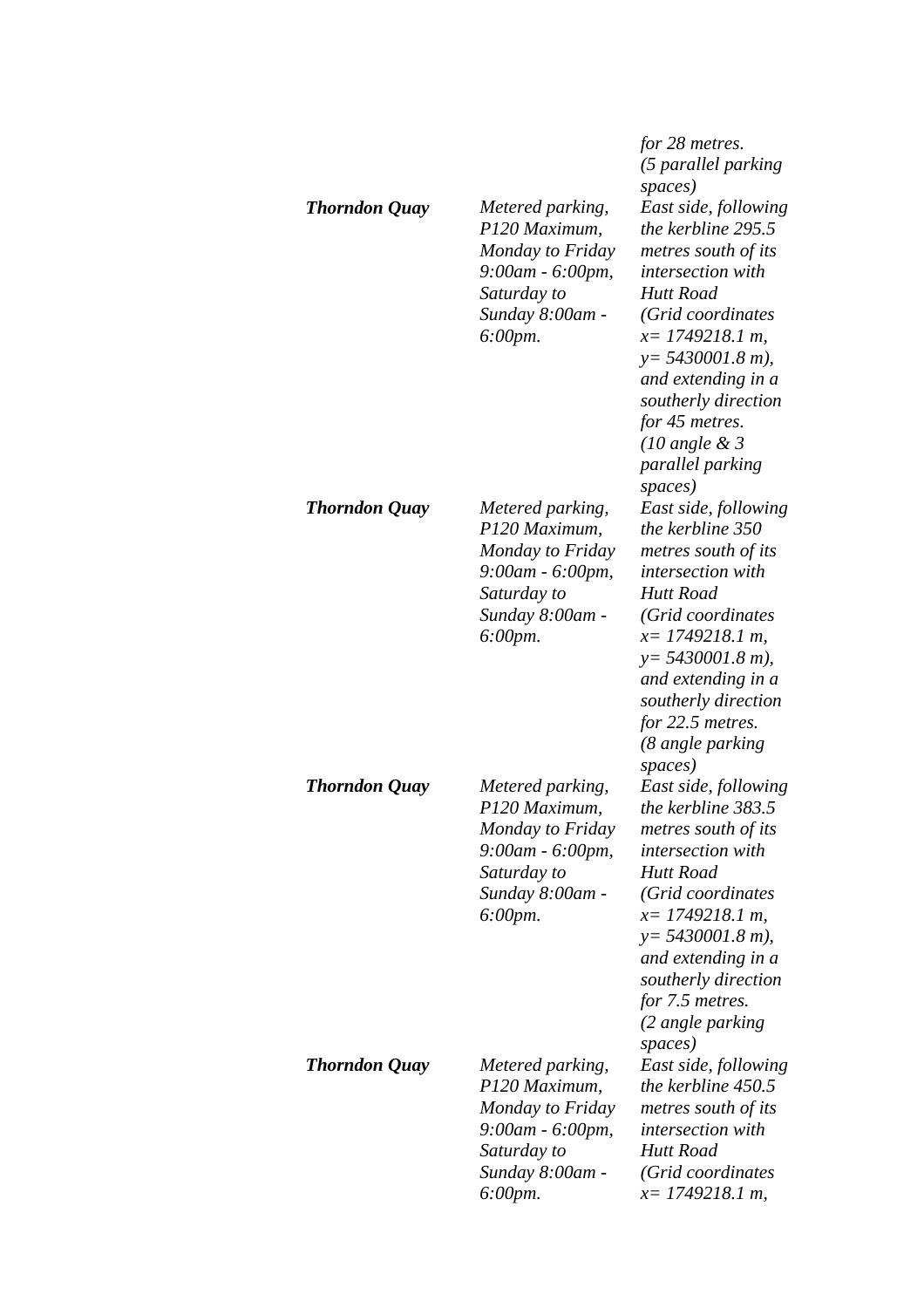| | | |
|---|---|---|
| | | *for 28 metres. (5 parallel parking spaces)* |
| ***Thorndon Quay*** | *Metered parking, P120 Maximum, Monday to Friday 9:00am - 6:00pm, Saturday to Sunday 8:00am - 6:00pm.* | *East side, following the kerbline 295.5 metres south of its intersection with Hutt Road (Grid coordinates x= 1749218.1 m, y= 5430001.8 m), and extending in a southerly direction for 45 metres. (10 angle & 3 parallel parking spaces)* |
| ***Thorndon Quay*** | *Metered parking, P120 Maximum, Monday to Friday 9:00am - 6:00pm, Saturday to Sunday 8:00am - 6:00pm.* | *East side, following the kerbline 350 metres south of its intersection with Hutt Road (Grid coordinates x= 1749218.1 m, y= 5430001.8 m), and extending in a southerly direction for 22.5 metres. (8 angle parking spaces)* |
| ***Thorndon Quay*** | *Metered parking, P120 Maximum, Monday to Friday 9:00am - 6:00pm, Saturday to Sunday 8:00am - 6:00pm.* | *East side, following the kerbline 383.5 metres south of its intersection with Hutt Road (Grid coordinates x= 1749218.1 m, y= 5430001.8 m), and extending in a southerly direction for 7.5 metres. (2 angle parking spaces)* |
| ***Thorndon Quay*** | *Metered parking, P120 Maximum, Monday to Friday 9:00am - 6:00pm, Saturday to Sunday 8:00am - 6:00pm.* | *East side, following the kerbline 450.5 metres south of its intersection with Hutt Road (Grid coordinates x= 1749218.1 m,* |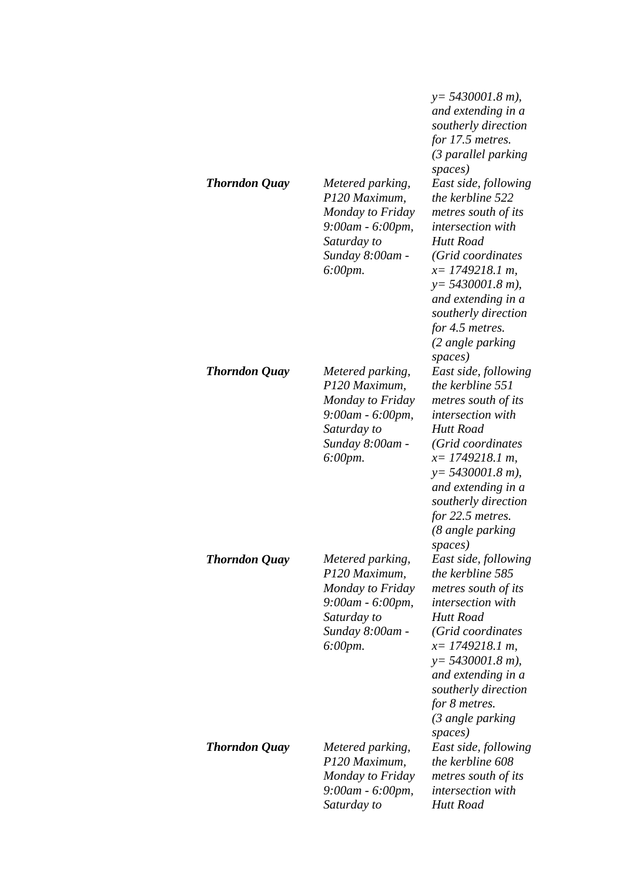| | | |
|---|---|---|
| | | *y= 5430001.8 m), and extending in a southerly direction for 17.5 metres. (3 parallel parking spaces)* |
| ***Thorndon Quay*** | *Metered parking, P120 Maximum, Monday to Friday 9:00am - 6:00pm, Saturday to Sunday 8:00am - 6:00pm.* | *East side, following the kerbline 522 metres south of its intersection with Hutt Road (Grid coordinates x= 1749218.1 m, y= 5430001.8 m), and extending in a southerly direction for 4.5 metres. (2 angle parking spaces)* |
| ***Thorndon Quay*** | *Metered parking, P120 Maximum, Monday to Friday 9:00am - 6:00pm, Saturday to Sunday 8:00am - 6:00pm.* | *East side, following the kerbline 551 metres south of its intersection with Hutt Road (Grid coordinates x= 1749218.1 m, y= 5430001.8 m), and extending in a southerly direction for 22.5 metres. (8 angle parking spaces)* |
| ***Thorndon Quay*** | *Metered parking, P120 Maximum, Monday to Friday 9:00am - 6:00pm, Saturday to Sunday 8:00am - 6:00pm.* | *East side, following the kerbline 585 metres south of its intersection with Hutt Road (Grid coordinates x= 1749218.1 m, y= 5430001.8 m), and extending in a southerly direction for 8 metres. (3 angle parking spaces)* |
| ***Thorndon Quay*** | *Metered parking, P120 Maximum, Monday to Friday 9:00am - 6:00pm, Saturday to* | *East side, following the kerbline 608 metres south of its intersection with Hutt Road* |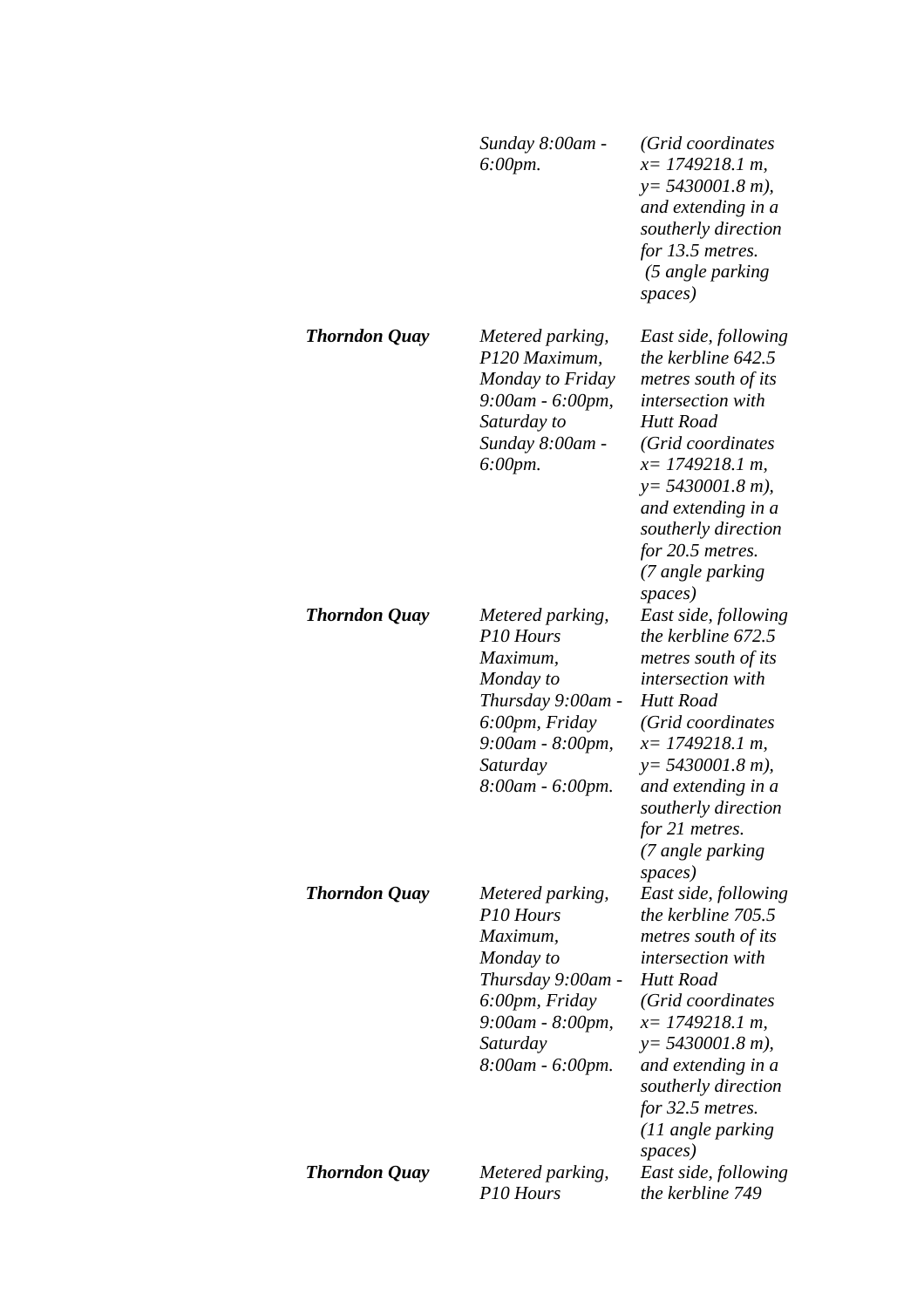| | | |
|---|---|---|
| | *Sunday 8:00am - 6:00pm.* | *(Grid coordinates x= 1749218.1 m, y= 5430001.8 m), and extending in a southerly direction for 13.5 metres. (5 angle parking spaces)* |
| ***Thorndon Quay*** | *Metered parking, P120 Maximum, Monday to Friday 9:00am - 6:00pm, Saturday to Sunday 8:00am - 6:00pm.* | *East side, following the kerbline 642.5 metres south of its intersection with Hutt Road (Grid coordinates x= 1749218.1 m, y= 5430001.8 m), and extending in a southerly direction for 20.5 metres. (7 angle parking spaces)* |
| ***Thorndon Quay*** | *Metered parking, P10 Hours Maximum, Monday to Thursday 9:00am - 6:00pm, Friday 9:00am - 8:00pm, Saturday 8:00am - 6:00pm.* | *East side, following the kerbline 672.5 metres south of its intersection with Hutt Road (Grid coordinates x= 1749218.1 m, y= 5430001.8 m), and extending in a southerly direction for 21 metres. (7 angle parking spaces)* |
| ***Thorndon Quay*** | *Metered parking, P10 Hours Maximum, Monday to Thursday 9:00am - 6:00pm, Friday 9:00am - 8:00pm, Saturday 8:00am - 6:00pm.* | *East side, following the kerbline 705.5 metres south of its intersection with Hutt Road (Grid coordinates x= 1749218.1 m, y= 5430001.8 m), and extending in a southerly direction for 32.5 metres. (11 angle parking spaces)* |
| ***Thorndon Quay*** | *Metered parking, P10 Hours* | *East side, following the kerbline 749* |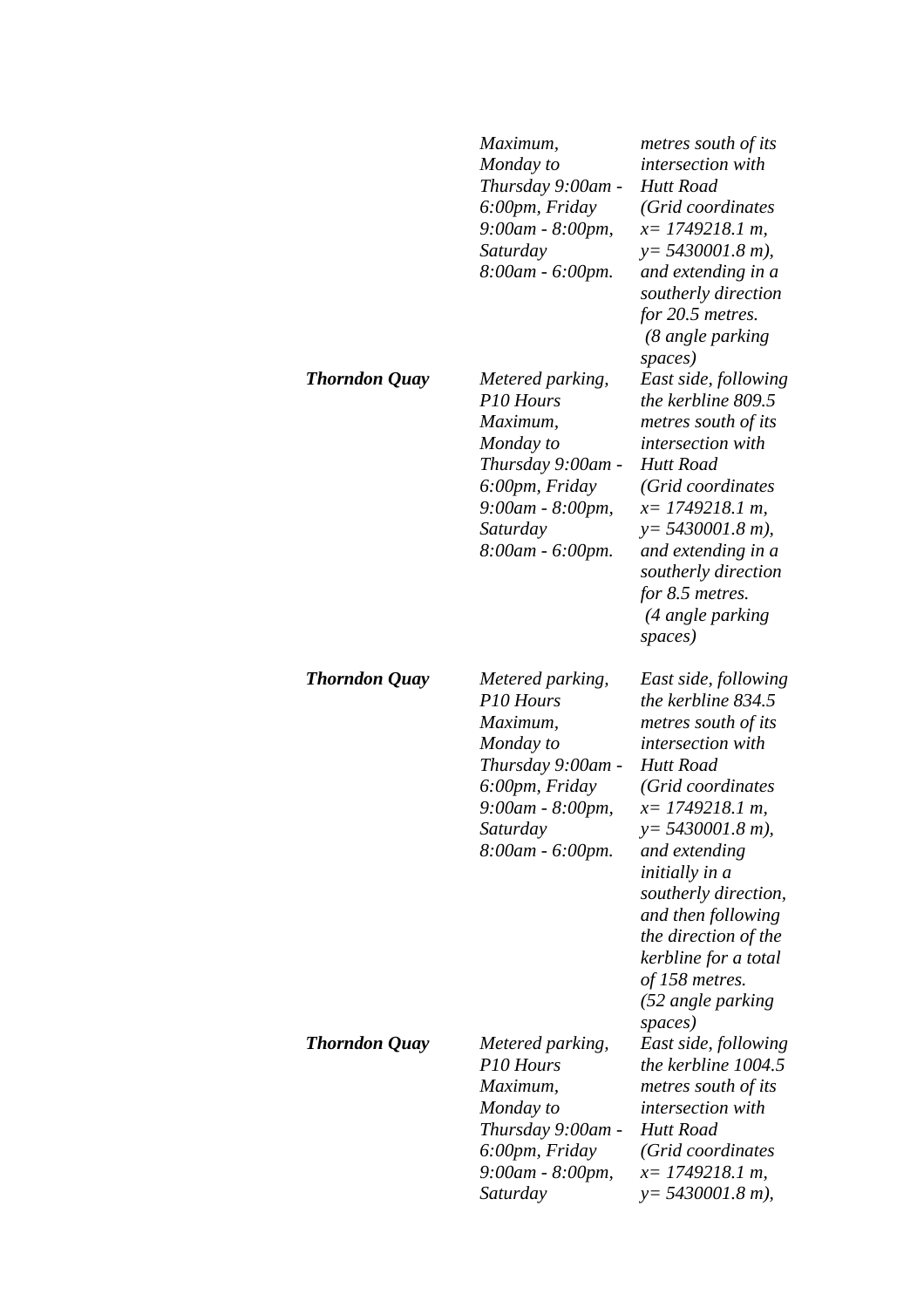| | | |
|---|---|---|
| | *Maximum, Monday to Thursday 9:00am - 6:00pm, Friday 9:00am - 8:00pm, Saturday 8:00am - 6:00pm.* | *metres south of its intersection with Hutt Road (Grid coordinates x= 1749218.1 m, y= 5430001.8 m), and extending in a southerly direction for 20.5 metres. (8 angle parking spaces)* |
| ***Thorndon Quay*** | *Metered parking, P10 Hours Maximum, Monday to Thursday 9:00am - 6:00pm, Friday 9:00am - 8:00pm, Saturday 8:00am - 6:00pm.* | *East side, following the kerbline 809.5 metres south of its intersection with Hutt Road (Grid coordinates x= 1749218.1 m, y= 5430001.8 m), and extending in a southerly direction for 8.5 metres. (4 angle parking spaces)* |
| ***Thorndon Quay*** | *Metered parking, P10 Hours Maximum, Monday to Thursday 9:00am - 6:00pm, Friday 9:00am - 8:00pm, Saturday 8:00am - 6:00pm.* | *East side, following the kerbline 834.5 metres south of its intersection with Hutt Road (Grid coordinates x= 1749218.1 m, y= 5430001.8 m), and extending initially in a southerly direction, and then following the direction of the kerbline for a total of 158 metres. (52 angle parking spaces)* |
| ***Thorndon Quay*** | *Metered parking, P10 Hours Maximum, Monday to Thursday 9:00am - 6:00pm, Friday 9:00am - 8:00pm, Saturday* | *East side, following the kerbline 1004.5 metres south of its intersection with Hutt Road (Grid coordinates x= 1749218.1 m, y= 5430001.8 m),* |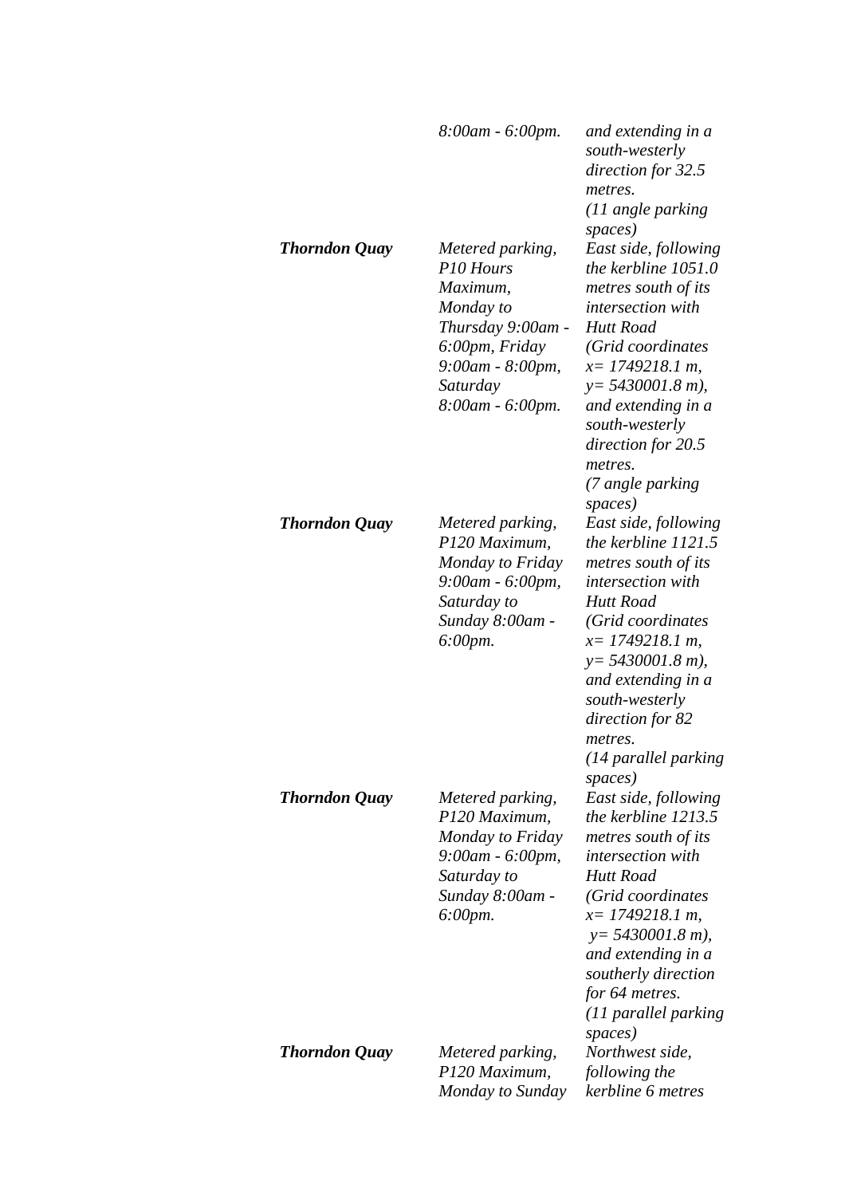| | | |
|---|---|---|
| | *8:00am - 6:00pm.* | *and extending in a south-westerly direction for 32.5 metres. (11 angle parking spaces)* |
| ***Thorndon Quay*** | *Metered parking, P10 Hours Maximum, Monday to Thursday 9:00am - 6:00pm, Friday 9:00am - 8:00pm, Saturday 8:00am - 6:00pm.* | *East side, following the kerbline 1051.0 metres south of its intersection with Hutt Road (Grid coordinates x= 1749218.1 m, y= 5430001.8 m), and extending in a south-westerly direction for 20.5 metres. (7 angle parking spaces)* |
| ***Thorndon Quay*** | *Metered parking, P120 Maximum, Monday to Friday 9:00am - 6:00pm, Saturday to Sunday 8:00am - 6:00pm.* | *East side, following the kerbline 1121.5 metres south of its intersection with Hutt Road (Grid coordinates x= 1749218.1 m, y= 5430001.8 m), and extending in a south-westerly direction for 82 metres. (14 parallel parking spaces)* |
| ***Thorndon Quay*** | *Metered parking, P120 Maximum, Monday to Friday 9:00am - 6:00pm, Saturday to Sunday 8:00am - 6:00pm.* | *East side, following the kerbline 1213.5 metres south of its intersection with Hutt Road (Grid coordinates x= 1749218.1 m, y= 5430001.8 m), and extending in a southerly direction for 64 metres. (11 parallel parking spaces)* |
| ***Thorndon Quay*** | *Metered parking, P120 Maximum, Monday to Sunday* | *Northwest side, following the kerbline 6 metres* |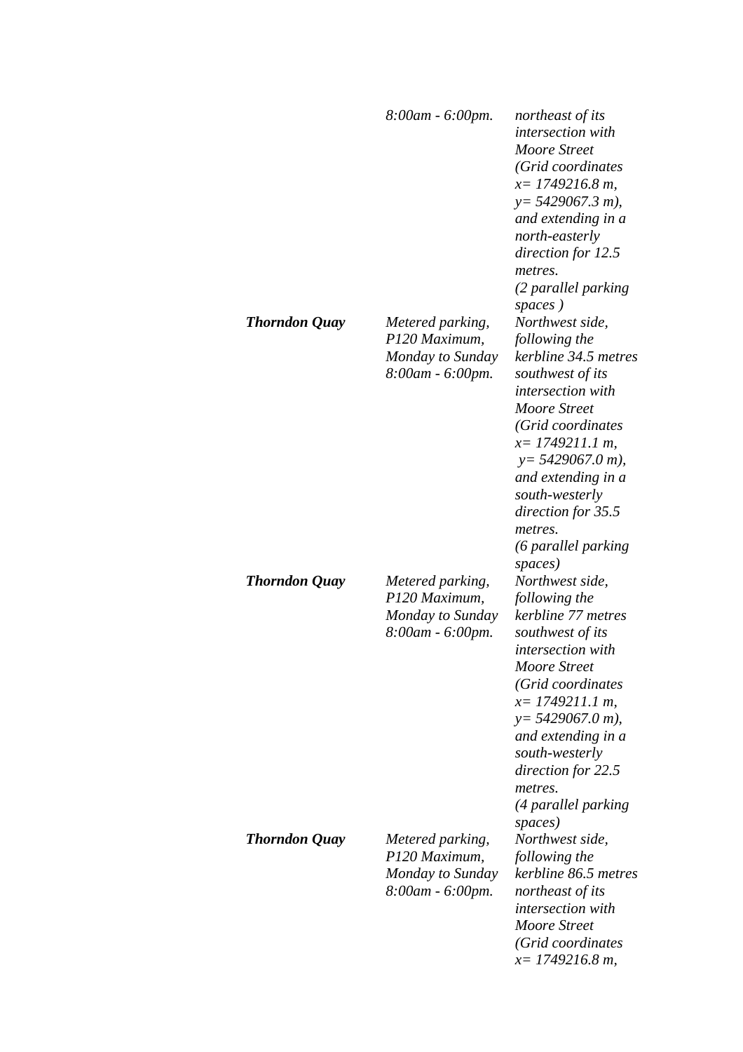| | | |
|---|---|---|
| | *8:00am - 6:00pm.* | *northeast of its intersection with Moore Street (Grid coordinates x= 1749216.8 m, y= 5429067.3 m), and extending in a north-easterly direction for 12.5 metres. (2 parallel parking spaces )* |
| ***Thorndon Quay*** | *Metered parking, P120 Maximum, Monday to Sunday 8:00am - 6:00pm.* | *Northwest side, following the kerbline 34.5 metres southwest of its intersection with Moore Street (Grid coordinates x= 1749211.1 m, y= 5429067.0 m), and extending in a south-westerly direction for 35.5 metres. (6 parallel parking spaces)* |
| ***Thorndon Quay*** | *Metered parking, P120 Maximum, Monday to Sunday 8:00am - 6:00pm.* | *Northwest side, following the kerbline 77 metres southwest of its intersection with Moore Street (Grid coordinates x= 1749211.1 m, y= 5429067.0 m), and extending in a south-westerly direction for 22.5 metres. (4 parallel parking spaces)* |
| ***Thorndon Quay*** | *Metered parking, P120 Maximum, Monday to Sunday 8:00am - 6:00pm.* | *Northwest side, following the kerbline 86.5 metres northeast of its intersection with Moore Street (Grid coordinates x= 1749216.8 m,* |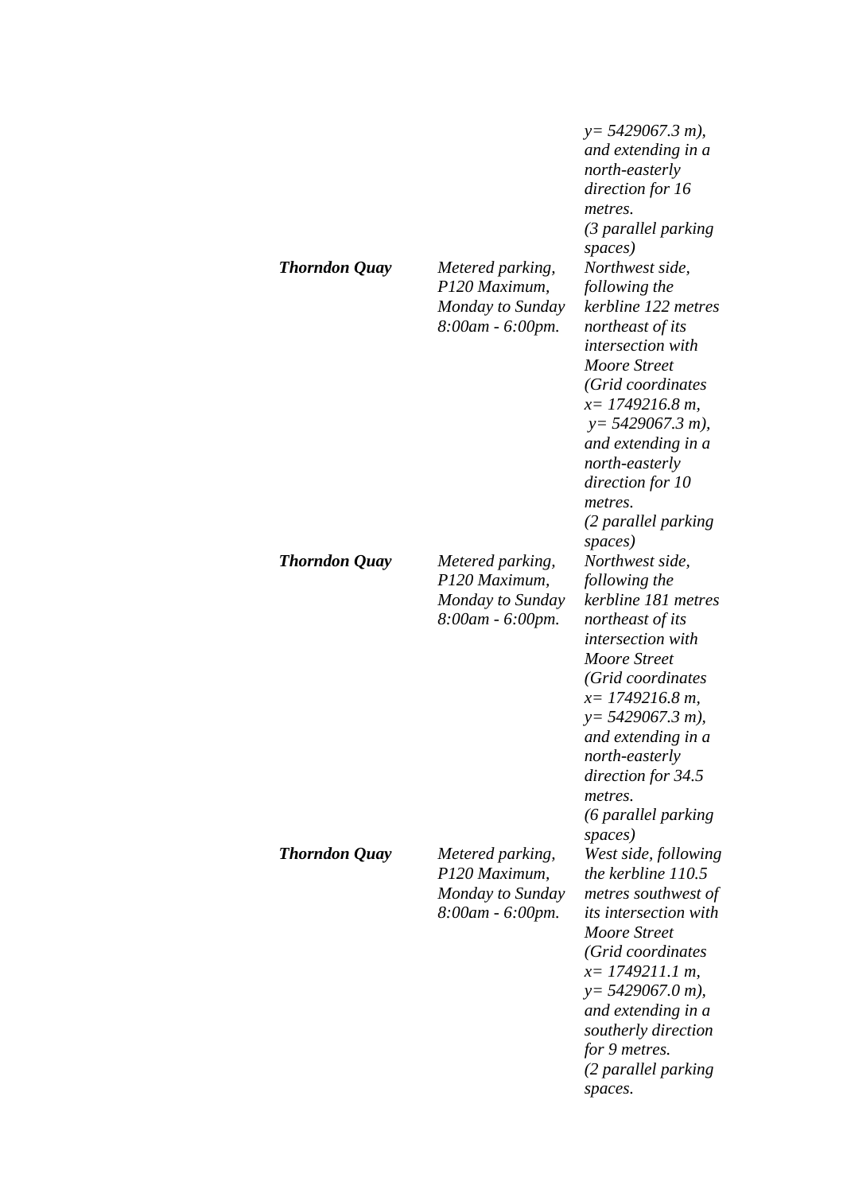| | | |
|---|---|---|
| | | *y= 5429067.3 m), and extending in a north-easterly direction for 16 metres. (3 parallel parking spaces)* |
| ***Thorndon Quay*** | *Metered parking, P120 Maximum, Monday to Sunday 8:00am - 6:00pm.* | *Northwest side, following the kerbline 122 metres northeast of its intersection with Moore Street (Grid coordinates x= 1749216.8 m, y= 5429067.3 m), and extending in a north-easterly direction for 10 metres. (2 parallel parking spaces)* |
| ***Thorndon Quay*** | *Metered parking, P120 Maximum, Monday to Sunday 8:00am - 6:00pm.* | *Northwest side, following the kerbline 181 metres northeast of its intersection with Moore Street (Grid coordinates x= 1749216.8 m, y= 5429067.3 m), and extending in a north-easterly direction for 34.5 metres. (6 parallel parking spaces)* |
| ***Thorndon Quay*** | *Metered parking, P120 Maximum, Monday to Sunday 8:00am - 6:00pm.* | *West side, following the kerbline 110.5 metres southwest of its intersection with Moore Street (Grid coordinates x= 1749211.1 m, y= 5429067.0 m), and extending in a southerly direction for 9 metres. (2 parallel parking spaces.* |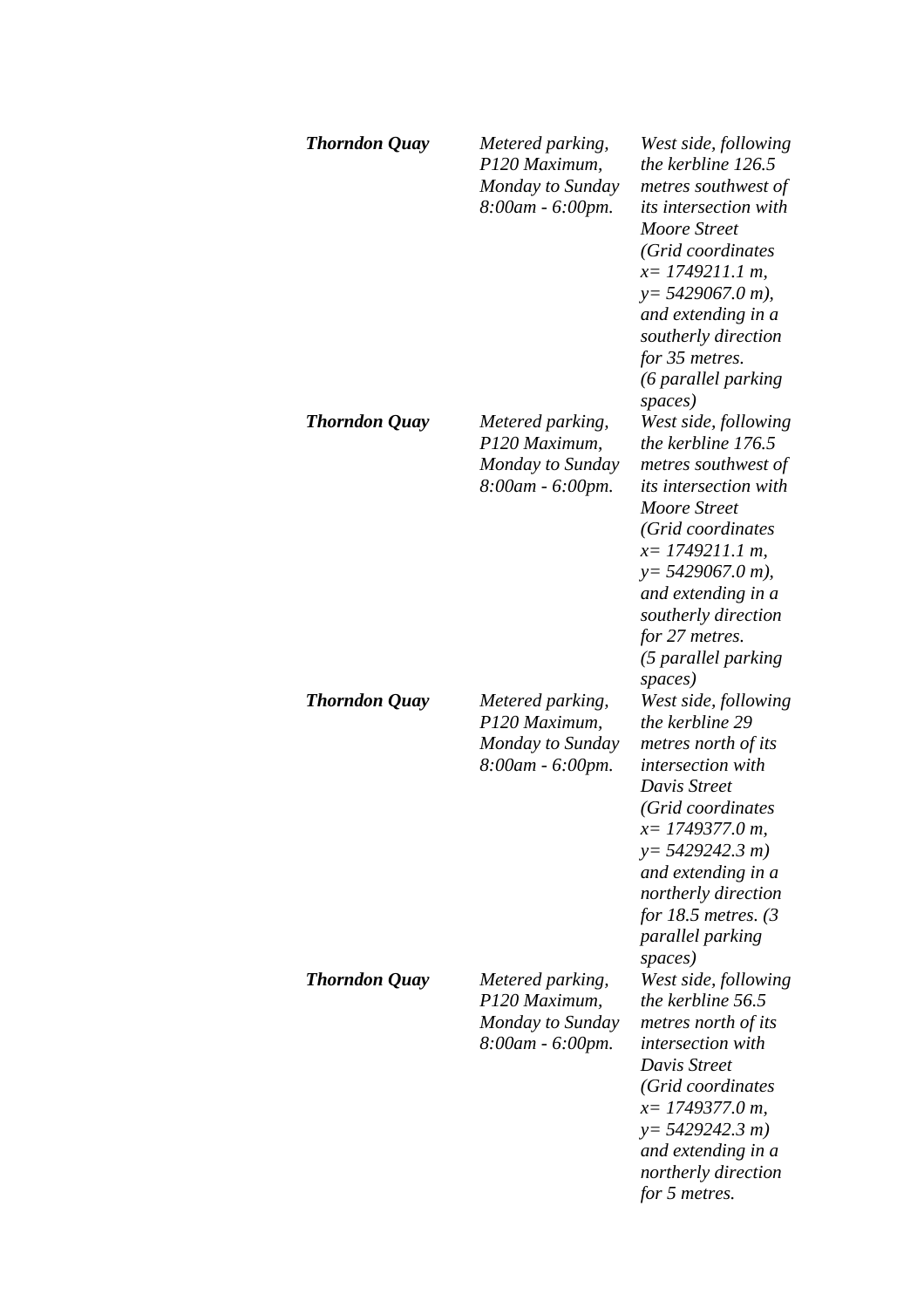| | | |
|---|---|---|
| ***Thorndon Quay*** | *Metered parking, P120 Maximum, Monday to Sunday 8:00am - 6:00pm.* | *West side, following the kerbline 126.5 metres southwest of its intersection with Moore Street (Grid coordinates x= 1749211.1 m, y= 5429067.0 m), and extending in a southerly direction for 35 metres. (6 parallel parking spaces)* |
| ***Thorndon Quay*** | *Metered parking, P120 Maximum, Monday to Sunday 8:00am - 6:00pm.* | *West side, following the kerbline 176.5 metres southwest of its intersection with Moore Street (Grid coordinates x= 1749211.1 m, y= 5429067.0 m), and extending in a southerly direction for 27 metres. (5 parallel parking spaces)* |
| ***Thorndon Quay*** | *Metered parking, P120 Maximum, Monday to Sunday 8:00am - 6:00pm.* | *West side, following the kerbline 29 metres north of its intersection with Davis Street (Grid coordinates x= 1749377.0 m, y= 5429242.3 m) and extending in a northerly direction for 18.5 metres. (3 parallel parking spaces)* |
| ***Thorndon Quay*** | *Metered parking, P120 Maximum, Monday to Sunday 8:00am - 6:00pm.* | *West side, following the kerbline 56.5 metres north of its intersection with Davis Street (Grid coordinates x= 1749377.0 m, y= 5429242.3 m) and extending in a northerly direction for 5 metres.* |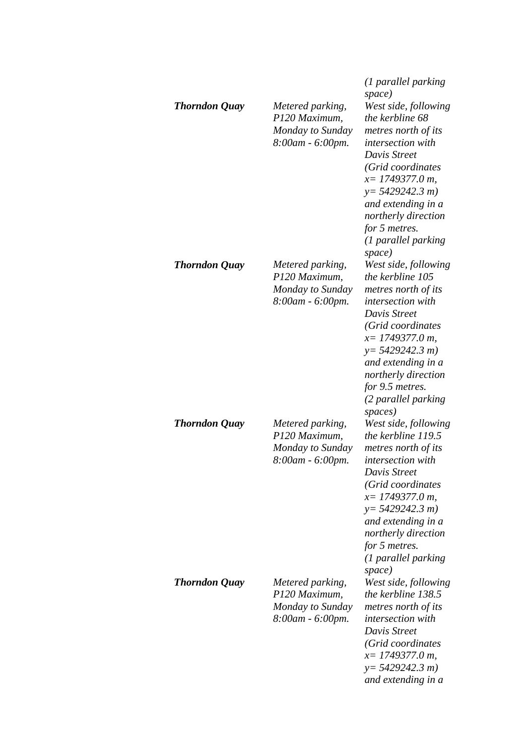| | | *(1 parallel parking space)* |
|---|---|---|
| ***Thorndon Quay*** | *Metered parking, P120 Maximum, Monday to Sunday 8:00am - 6:00pm.* | *West side, following the kerbline 68 metres north of its intersection with Davis Street (Grid coordinates x= 1749377.0 m, y= 5429242.3 m) and extending in a northerly direction for 5 metres. (1 parallel parking space)* |
| ***Thorndon Quay*** | *Metered parking, P120 Maximum, Monday to Sunday 8:00am - 6:00pm.* | *West side, following the kerbline 105 metres north of its intersection with Davis Street (Grid coordinates x= 1749377.0 m, y= 5429242.3 m) and extending in a northerly direction for 9.5 metres. (2 parallel parking spaces)* |
| ***Thorndon Quay*** | *Metered parking, P120 Maximum, Monday to Sunday 8:00am - 6:00pm.* | *West side, following the kerbline 119.5 metres north of its intersection with Davis Street (Grid coordinates x= 1749377.0 m, y= 5429242.3 m) and extending in a northerly direction for 5 metres. (1 parallel parking space)* |
| ***Thorndon Quay*** | *Metered parking, P120 Maximum, Monday to Sunday 8:00am - 6:00pm.* | *West side, following the kerbline 138.5 metres north of its intersection with Davis Street (Grid coordinates x= 1749377.0 m, y= 5429242.3 m) and extending in a* |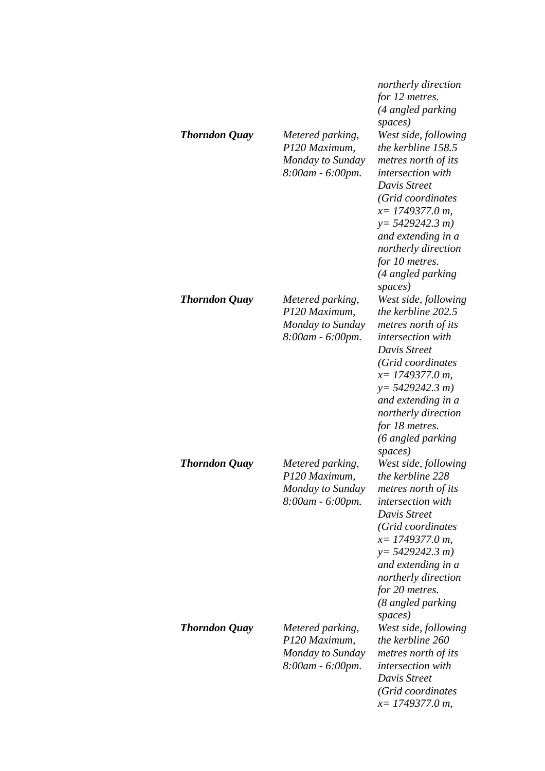| | | *northerly direction for 12 metres. (4 angled parking spaces)* |
|---|---|---|
| ***Thorndon Quay*** | *Metered parking, P120 Maximum, Monday to Sunday 8:00am - 6:00pm.* | *West side, following the kerbline 158.5 metres north of its intersection with Davis Street (Grid coordinates x= 1749377.0 m, y= 5429242.3 m) and extending in a northerly direction for 10 metres. (4 angled parking spaces)* |
| ***Thorndon Quay*** | *Metered parking, P120 Maximum, Monday to Sunday 8:00am - 6:00pm.* | *West side, following the kerbline 202.5 metres north of its intersection with Davis Street (Grid coordinates x= 1749377.0 m, y= 5429242.3 m) and extending in a northerly direction for 18 metres. (6 angled parking spaces)* |
| ***Thorndon Quay*** | *Metered parking, P120 Maximum, Monday to Sunday 8:00am - 6:00pm.* | *West side, following the kerbline 228 metres north of its intersection with Davis Street (Grid coordinates x= 1749377.0 m, y= 5429242.3 m) and extending in a northerly direction for 20 metres. (8 angled parking spaces)* |
| ***Thorndon Quay*** | *Metered parking, P120 Maximum, Monday to Sunday 8:00am - 6:00pm.* | *West side, following the kerbline 260 metres north of its intersection with Davis Street (Grid coordinates x= 1749377.0 m,* |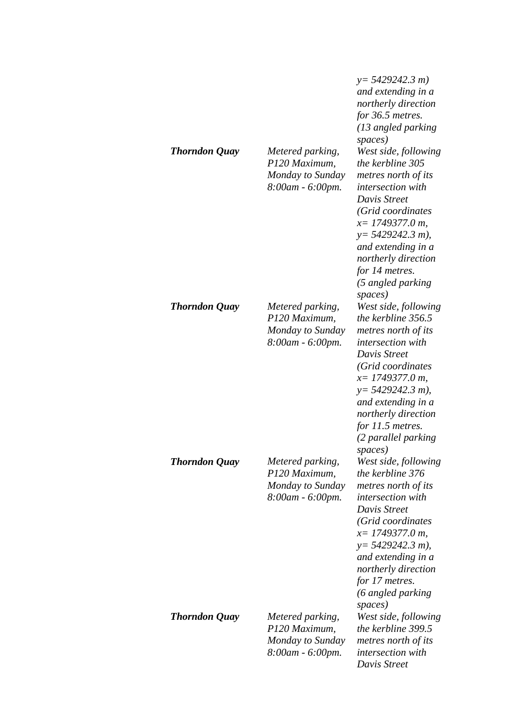| | | |
|---|---|---|
| | | *y= 5429242.3 m) and extending in a northerly direction for 36.5 metres. (13 angled parking spaces)* |
| ***Thorndon Quay*** | *Metered parking, P120 Maximum, Monday to Sunday 8:00am - 6:00pm.* | *West side, following the kerbline 305 metres north of its intersection with Davis Street (Grid coordinates x= 1749377.0 m, y= 5429242.3 m), and extending in a northerly direction for 14 metres. (5 angled parking spaces)* |
| ***Thorndon Quay*** | *Metered parking, P120 Maximum, Monday to Sunday 8:00am - 6:00pm.* | *West side, following the kerbline 356.5 metres north of its intersection with Davis Street (Grid coordinates x= 1749377.0 m, y= 5429242.3 m), and extending in a northerly direction for 11.5 metres. (2 parallel parking spaces)* |
| ***Thorndon Quay*** | *Metered parking, P120 Maximum, Monday to Sunday 8:00am - 6:00pm.* | *West side, following the kerbline 376 metres north of its intersection with Davis Street (Grid coordinates x= 1749377.0 m, y= 5429242.3 m), and extending in a northerly direction for 17 metres. (6 angled parking spaces)* |
| ***Thorndon Quay*** | *Metered parking, P120 Maximum, Monday to Sunday 8:00am - 6:00pm.* | *West side, following the kerbline 399.5 metres north of its intersection with Davis Street* |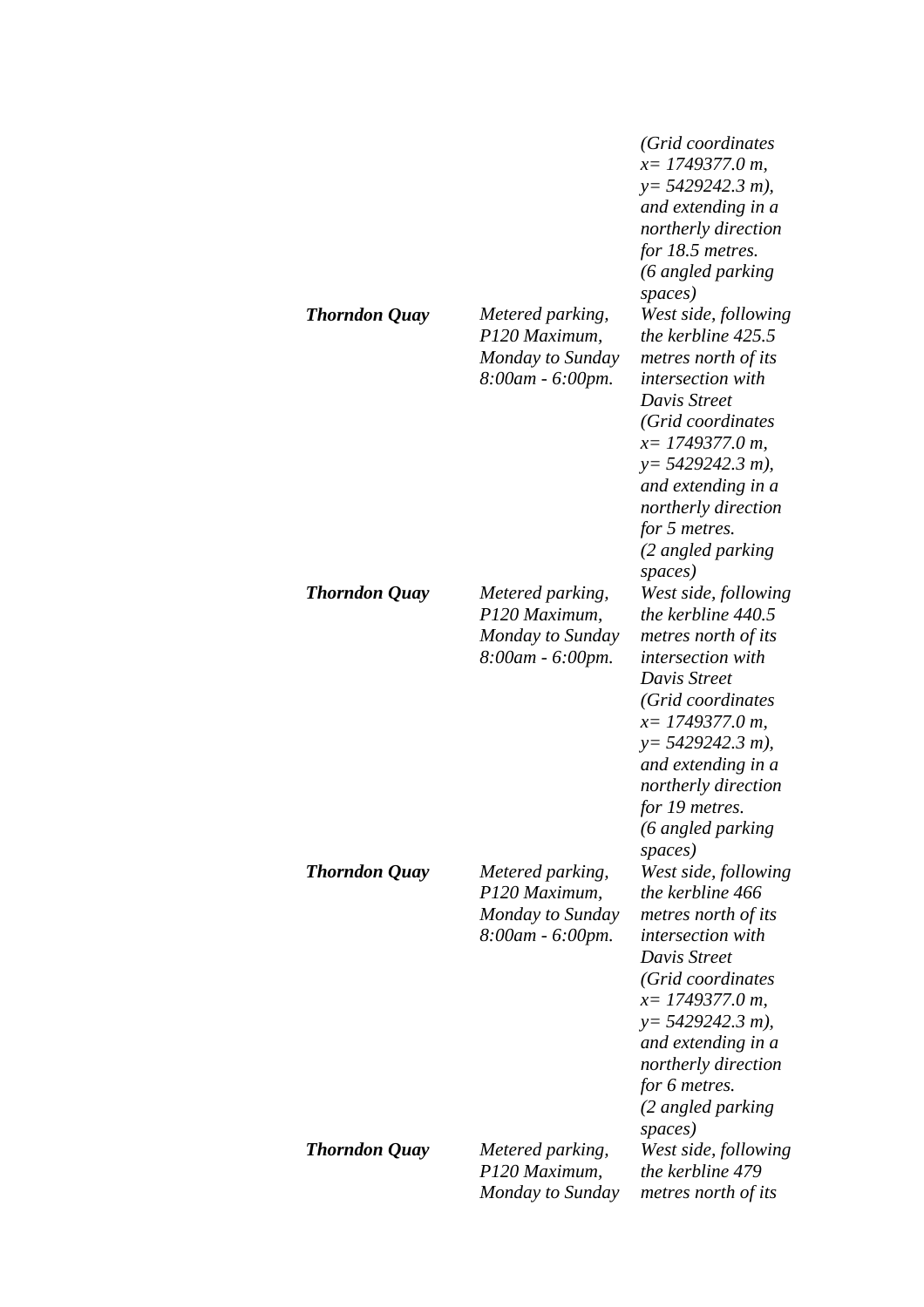| | | |
|---|---|---|
| | | *(Grid coordinates x= 1749377.0 m, y= 5429242.3 m), and extending in a northerly direction for 18.5 metres. (6 angled parking spaces)* |
| ***Thorndon Quay*** | *Metered parking, P120 Maximum, Monday to Sunday 8:00am - 6:00pm.* | *West side, following the kerbline 425.5 metres north of its intersection with Davis Street (Grid coordinates x= 1749377.0 m, y= 5429242.3 m), and extending in a northerly direction for 5 metres. (2 angled parking spaces)* |
| ***Thorndon Quay*** | *Metered parking, P120 Maximum, Monday to Sunday 8:00am - 6:00pm.* | *West side, following the kerbline 440.5 metres north of its intersection with Davis Street (Grid coordinates x= 1749377.0 m, y= 5429242.3 m), and extending in a northerly direction for 19 metres. (6 angled parking spaces)* |
| ***Thorndon Quay*** | *Metered parking, P120 Maximum, Monday to Sunday 8:00am - 6:00pm.* | *West side, following the kerbline 466 metres north of its intersection with Davis Street (Grid coordinates x= 1749377.0 m, y= 5429242.3 m), and extending in a northerly direction for 6 metres. (2 angled parking spaces)* |
| ***Thorndon Quay*** | *Metered parking, P120 Maximum, Monday to Sunday* | *West side, following the kerbline 479 metres north of its* |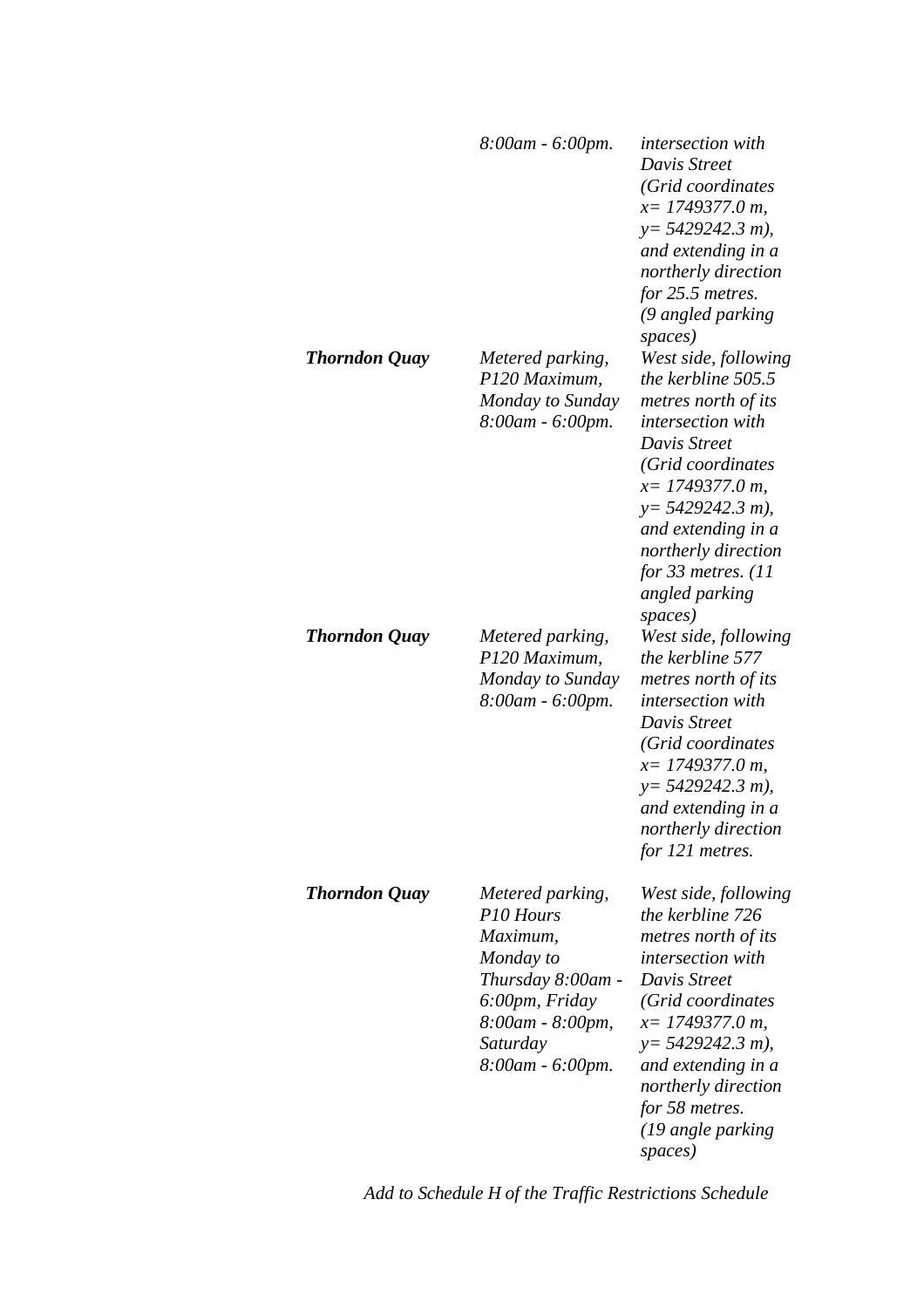| | | |
|---|---|---|
| | *8:00am - 6:00pm.* | *intersection with Davis Street (Grid coordinates x= 1749377.0 m, y= 5429242.3 m), and extending in a northerly direction for 25.5 metres. (9 angled parking spaces)* |
| ***Thorndon Quay*** | *Metered parking, P120 Maximum, Monday to Sunday 8:00am - 6:00pm.* | *West side, following the kerbline 505.5 metres north of its intersection with Davis Street (Grid coordinates x= 1749377.0 m, y= 5429242.3 m), and extending in a northerly direction for 33 metres. (11 angled parking spaces)* |
| ***Thorndon Quay*** | *Metered parking, P120 Maximum, Monday to Sunday 8:00am - 6:00pm.* | *West side, following the kerbline 577 metres north of its intersection with Davis Street (Grid coordinates x= 1749377.0 m, y= 5429242.3 m), and extending in a northerly direction for 121 metres.* |
| ***Thorndon Quay*** | *Metered parking, P10 Hours Maximum, Monday to Thursday 8:00am - 6:00pm, Friday 8:00am - 8:00pm, Saturday 8:00am - 6:00pm.* | *West side, following the kerbline 726 metres north of its intersection with Davis Street (Grid coordinates x= 1749377.0 m, y= 5429242.3 m), and extending in a northerly direction for 58 metres. (19 angle parking spaces)* |

*Add to Schedule H of the Traffic Restrictions Schedule*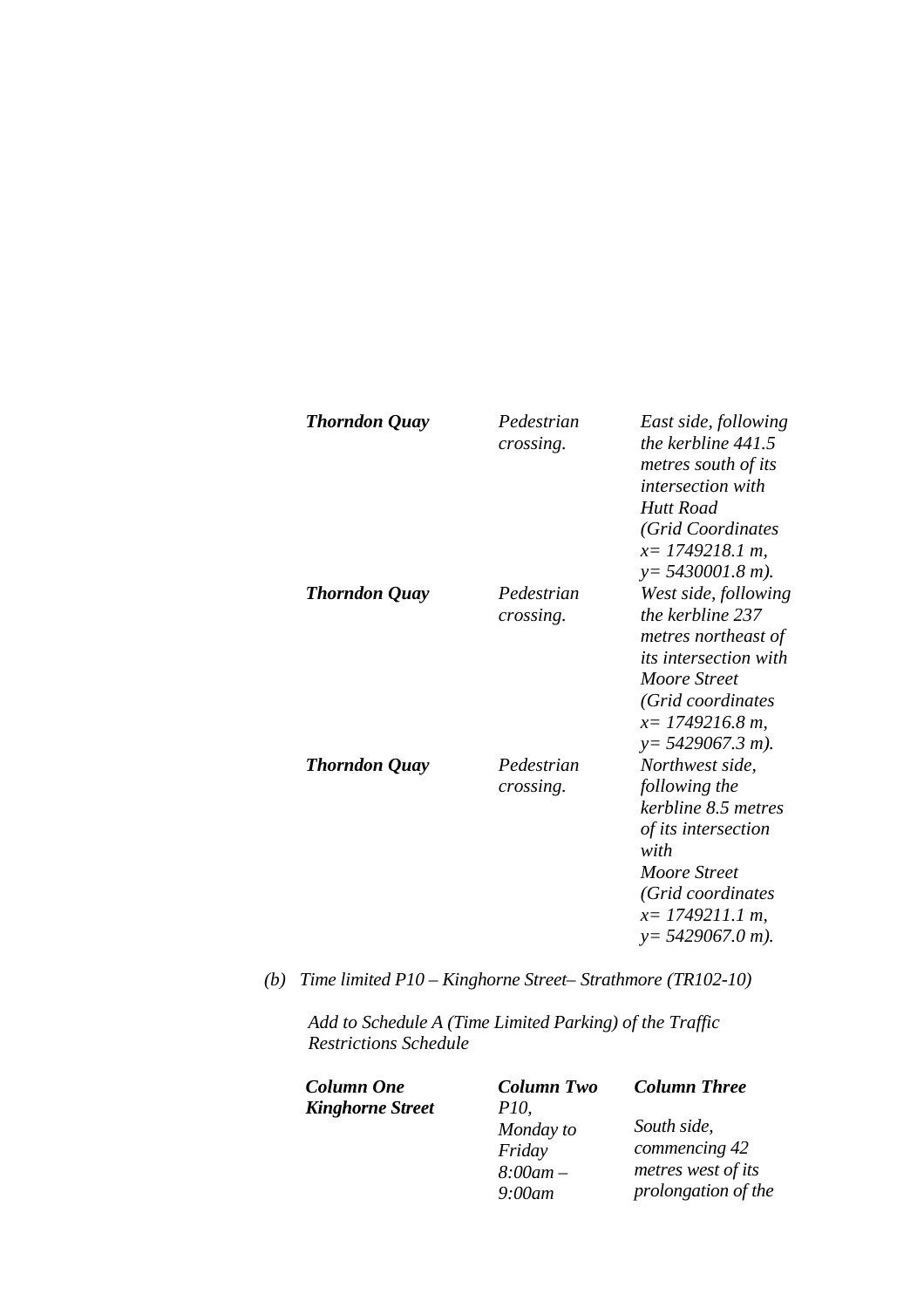| | | |
|---|---|---|
| ***Thorndon Quay*** | *Pedestrian crossing.* | *East side, following the kerbline 441.5 metres south of its intersection with Hutt Road (Grid Coordinates x= 1749218.1 m, y= 5430001.8 m).* |
| ***Thorndon Quay*** | *Pedestrian crossing.* | *West side, following the kerbline 237 metres northeast of its intersection with Moore Street (Grid coordinates x= 1749216.8 m, y= 5429067.3 m).* |
| ***Thorndon Quay*** | *Pedestrian crossing.* | *Northwest side, following the kerbline 8.5 metres of its intersection with Moore Street (Grid coordinates x= 1749211.1 m, y= 5429067.0 m).* |

*(b) Time limited P10 – Kinghorne Street– Strathmore (TR102-10)*

*Add to Schedule A (Time Limited Parking) of the Traffic Restrictions Schedule*

| ***Column One*** | ***Column Two*** | ***Column Three*** |
|---|---|---|
| ***Kinghorne Street*** | *P10, Monday to Friday 8:00am – 9:00am* | *South side, commencing 42 metres west of its prolongation of the* |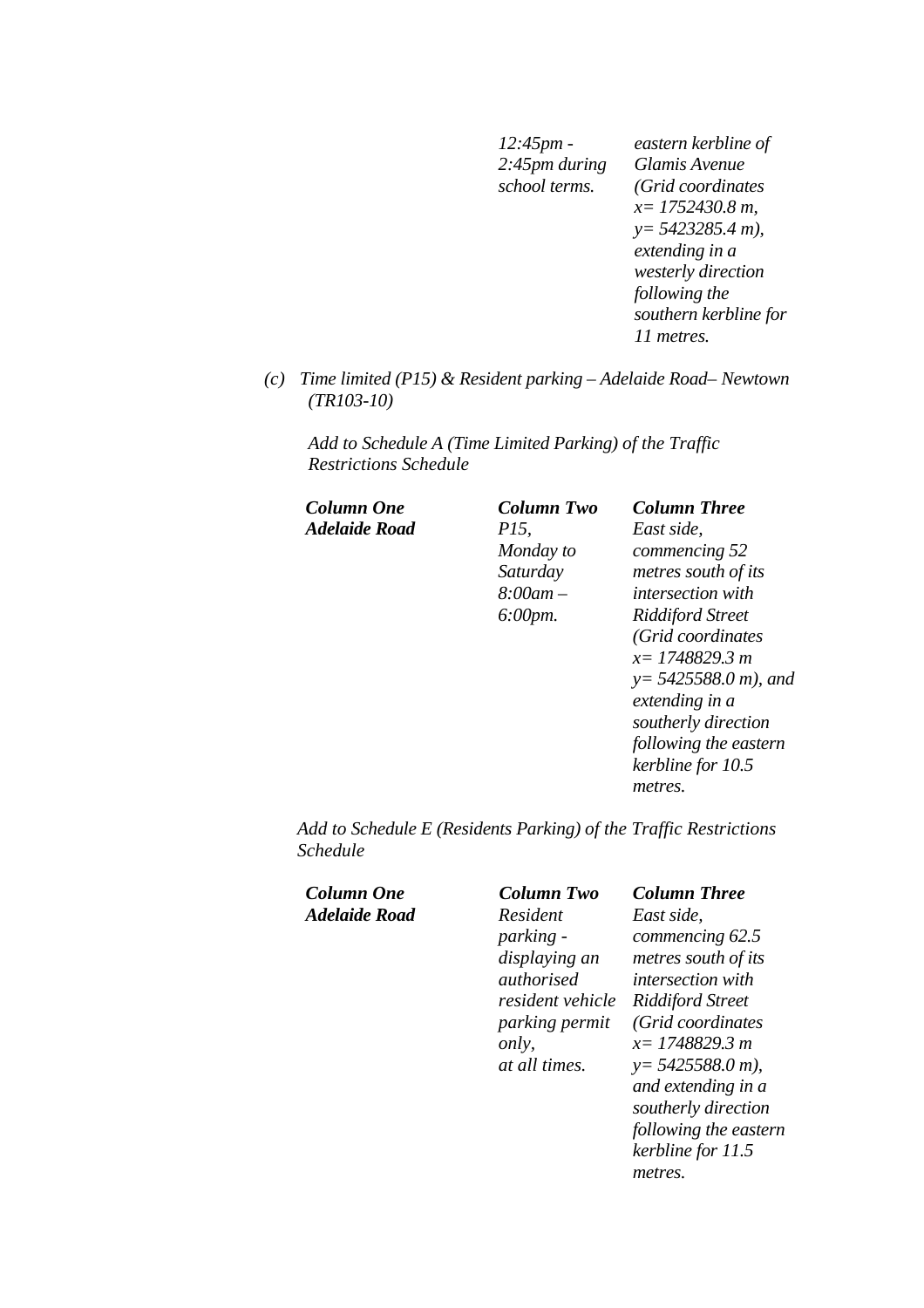| | | |
|---|---|---|
| | *12:45pm - 2:45pm during school terms.* | *eastern kerbline of Glamis Avenue (Grid coordinates x= 1752430.8 m, y= 5423285.4 m), extending in a westerly direction following the southern kerbline for 11 metres.* |

*(c) Time limited (P15) & Resident parking – Adelaide Road– Newtown (TR103-10)*

*Add to Schedule A (Time Limited Parking) of the Traffic Restrictions Schedule*

| ***Column One*** | ***Column Two*** | ***Column Three*** |
|---|---|---|
| ***Adelaide Road*** | *P15, Monday to Saturday 8:00am – 6:00pm.* | *East side, commencing 52 metres south of its intersection with Riddiford Street (Grid coordinates x= 1748829.3 m y= 5425588.0 m), and extending in a southerly direction following the eastern kerbline for 10.5 metres.* |

*Add to Schedule E (Residents Parking) of the Traffic Restrictions Schedule*

| ***Column One*** | ***Column Two*** | ***Column Three*** |
|---|---|---|
| ***Adelaide Road*** | *Resident parking - displaying an authorised resident vehicle parking permit only, at all times.* | *East side, commencing 62.5 metres south of its intersection with Riddiford Street (Grid coordinates x= 1748829.3 m y= 5425588.0 m), and extending in a southerly direction following the eastern kerbline for 11.5 metres.* |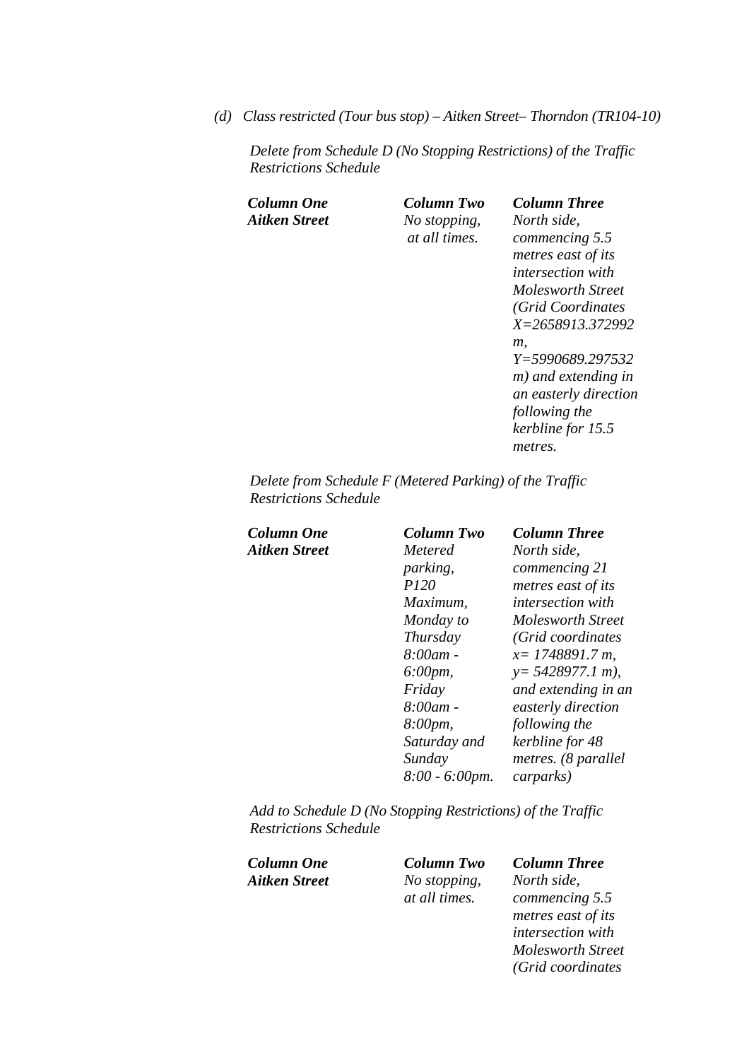*(d) Class restricted (Tour bus stop) – Aitken Street– Thorndon (TR104-10)*

*Delete from Schedule D (No Stopping Restrictions) of the Traffic Restrictions Schedule*

| ***Column One*** | ***Column Two*** | ***Column Three*** |
|---|---|---|
| ***Aitken Street*** | *No stopping, at all times.* | *North side, commencing 5.5 metres east of its intersection with Molesworth Street (Grid Coordinates X=2658913.372992 m, Y=5990689.297532 m) and extending in an easterly direction following the kerbline for 15.5 metres.* |

*Delete from Schedule F (Metered Parking) of the Traffic Restrictions Schedule*

| ***Column One*** | ***Column Two*** | ***Column Three*** |
|---|---|---|
| ***Aitken Street*** | *Metered parking, P120 Maximum, Monday to Thursday 8:00am - 6:00pm, Friday 8:00am - 8:00pm, Saturday and Sunday 8:00 - 6:00pm.* | *North side, commencing 21 metres east of its intersection with Molesworth Street (Grid coordinates x= 1748891.7 m, y= 5428977.1 m), and extending in an easterly direction following the kerbline for 48 metres. (8 parallel carparks)* |

*Add to Schedule D (No Stopping Restrictions) of the Traffic Restrictions Schedule*

| ***Column One*** | ***Column Two*** | ***Column Three*** |
|---|---|---|
| ***Aitken Street*** | *No stopping, at all times.* | *North side, commencing 5.5 metres east of its intersection with Molesworth Street (Grid coordinates* |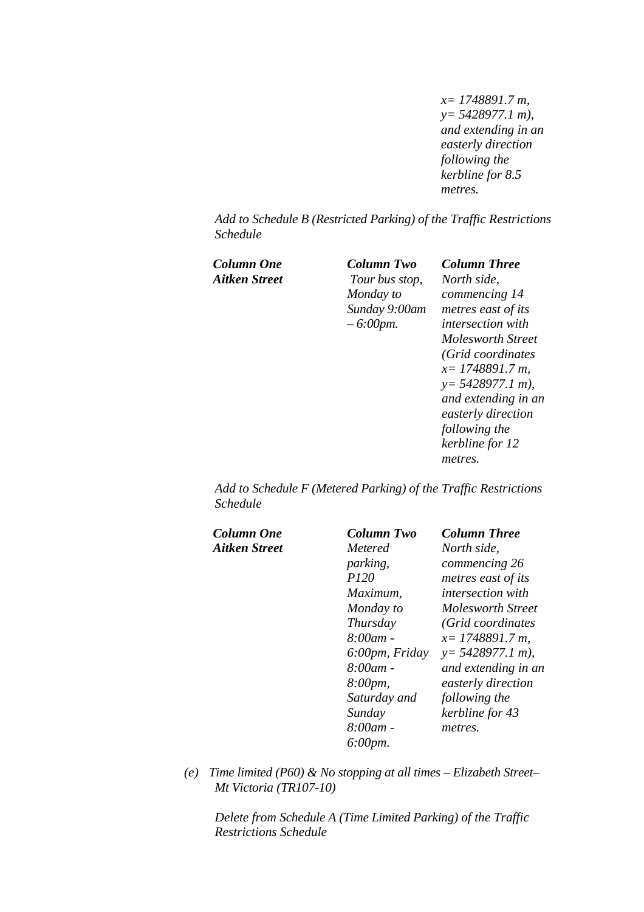*x= 1748891.7 m, y= 5428977.1 m), and extending in an easterly direction following the kerbline for 8.5 metres.*

*Add to Schedule B (Restricted Parking) of the Traffic Restrictions Schedule*

| ***Column One*** | ***Column Two*** | ***Column Three*** |
|---|---|---|
| ***Aitken Street*** | *Tour bus stop, Monday to Sunday 9:00am – 6:00pm.* | *North side, commencing 14 metres east of its intersection with Molesworth Street (Grid coordinates x= 1748891.7 m, y= 5428977.1 m), and extending in an easterly direction following the kerbline for 12 metres.* |

*Add to Schedule F (Metered Parking) of the Traffic Restrictions Schedule*

| ***Column One*** | ***Column Two*** | ***Column Three*** |
|---|---|---|
| ***Aitken Street*** | *Metered parking, P120 Maximum, Monday to Thursday 8:00am - 6:00pm, Friday 8:00am - 8:00pm, Saturday and Sunday 8:00am - 6:00pm.* | *North side, commencing 26 metres east of its intersection with Molesworth Street (Grid coordinates x= 1748891.7 m, y= 5428977.1 m), and extending in an easterly direction following the kerbline for 43 metres.* |

*(e) Time limited (P60) & No stopping at all times – Elizabeth Street– Mt Victoria (TR107-10)*

*Delete from Schedule A (Time Limited Parking) of the Traffic Restrictions Schedule*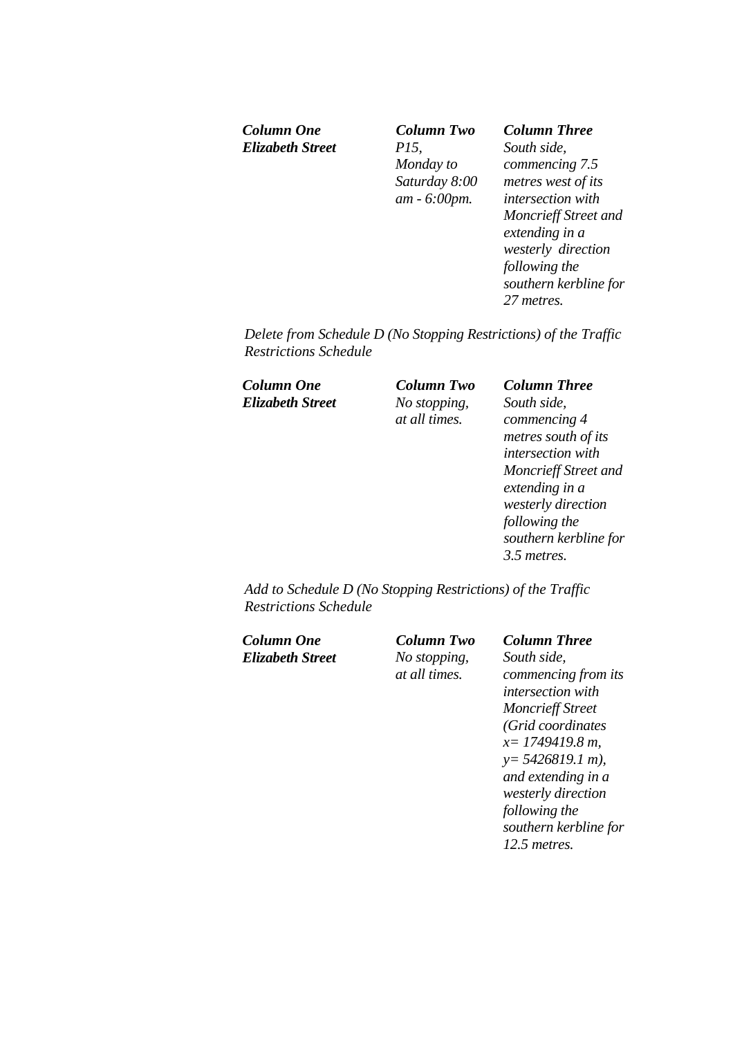| *Column One* | *Column Two* | *Column Three* |
|---|---|---|
| ***Elizabeth Street*** | *P15, Monday to Saturday 8:00 am - 6:00pm.* | *South side, commencing 7.5 metres west of its intersection with Moncrieff Street and extending in a westerly direction following the southern kerbline for 27 metres.* |

*Delete from Schedule D (No Stopping Restrictions) of the Traffic Restrictions Schedule*

| *Column One* | *Column Two* | *Column Three* |
|---|---|---|
| ***Elizabeth Street*** | *No stopping, at all times.* | *South side, commencing 4 metres south of its intersection with Moncrieff Street and extending in a westerly direction following the southern kerbline for 3.5 metres.* |

*Add to Schedule D (No Stopping Restrictions) of the Traffic Restrictions Schedule*

| *Column One* | *Column Two* | *Column Three* |
|---|---|---|
| ***Elizabeth Street*** | *No stopping, at all times.* | *South side, commencing from its intersection with Moncrieff Street (Grid coordinates x= 1749419.8 m, y= 5426819.1 m), and extending in a westerly direction following the southern kerbline for 12.5 metres.* |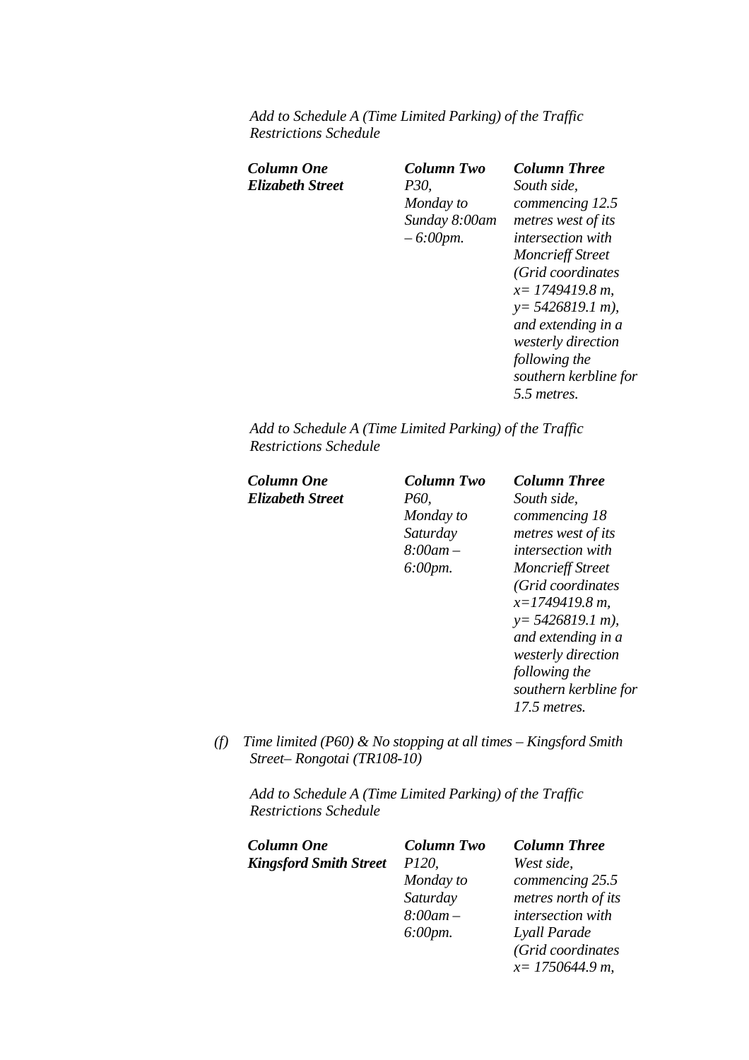*Add to Schedule A (Time Limited Parking) of the Traffic Restrictions Schedule*

| ***Column One*** | ***Column Two*** | ***Column Three*** |
|---|---|---|
| ***Elizabeth Street*** | *P30, Monday to Sunday 8:00am – 6:00pm.* | *South side, commencing 12.5 metres west of its intersection with Moncrieff Street (Grid coordinates x= 1749419.8 m, y= 5426819.1 m), and extending in a westerly direction following the southern kerbline for 5.5 metres.* |

*Add to Schedule A (Time Limited Parking) of the Traffic Restrictions Schedule*

| ***Column One*** | ***Column Two*** | ***Column Three*** |
|---|---|---|
| ***Elizabeth Street*** | *P60, Monday to Saturday 8:00am – 6:00pm.* | *South side, commencing 18 metres west of its intersection with Moncrieff Street (Grid coordinates x=1749419.8 m, y= 5426819.1 m), and extending in a westerly direction following the southern kerbline for 17.5 metres.* |

*(f) Time limited (P60) & No stopping at all times – Kingsford Smith Street– Rongotai (TR108-10)*

*Add to Schedule A (Time Limited Parking) of the Traffic Restrictions Schedule*

| ***Column One*** | ***Column Two*** | ***Column Three*** |
|---|---|---|
| ***Kingsford Smith Street*** | *P120, Monday to Saturday 8:00am – 6:00pm.* | *West side, commencing 25.5 metres north of its intersection with Lyall Parade (Grid coordinates x= 1750644.9 m,* |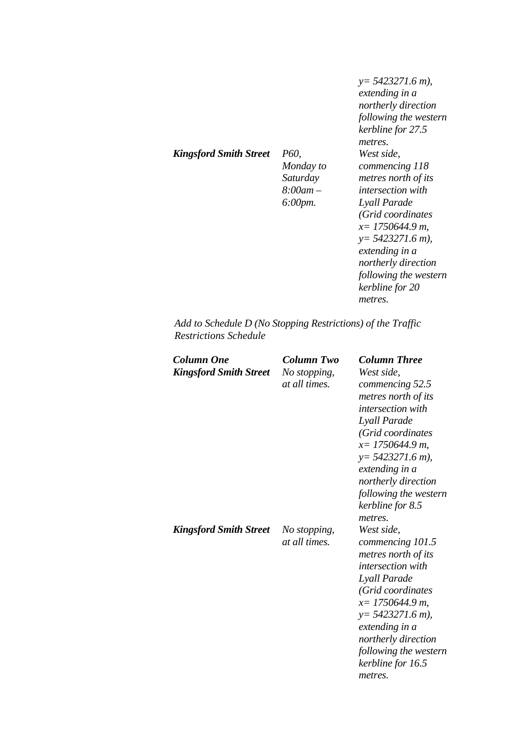| | | |
|---|---|---|
| | | *y= 5423271.6 m), extending in a northerly direction following the western kerbline for 27.5 metres.* |
| ***Kingsford Smith Street*** | *P60, Monday to Saturday 8:00am – 6:00pm.* | *West side, commencing 118 metres north of its intersection with Lyall Parade (Grid coordinates x= 1750644.9 m, y= 5423271.6 m), extending in a northerly direction following the western kerbline for 20 metres.* |

*Add to Schedule D (No Stopping Restrictions) of the Traffic Restrictions Schedule*

| ***Column One*** | ***Column Two*** | ***Column Three*** |
|---|---|---|
| ***Kingsford Smith Street*** | *No stopping, at all times.* | *West side, commencing 52.5 metres north of its intersection with Lyall Parade (Grid coordinates x= 1750644.9 m, y= 5423271.6 m), extending in a northerly direction following the western kerbline for 8.5 metres.* |
| ***Kingsford Smith Street*** | *No stopping, at all times.* | *West side, commencing 101.5 metres north of its intersection with Lyall Parade (Grid coordinates x= 1750644.9 m, y= 5423271.6 m), extending in a northerly direction following the western kerbline for 16.5 metres.* |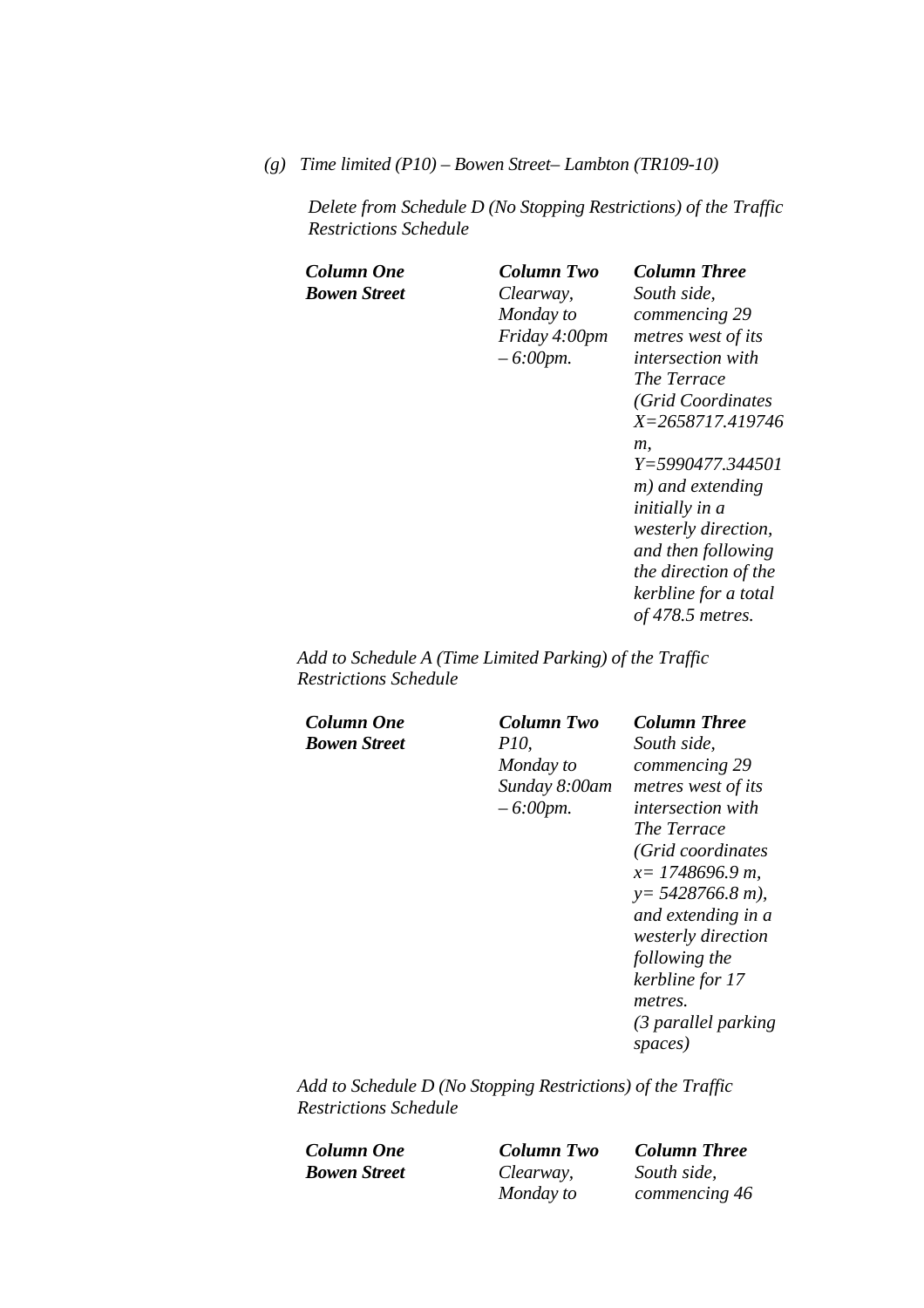*(g) Time limited (P10) – Bowen Street– Lambton (TR109-10)*

*Delete from Schedule D (No Stopping Restrictions) of the Traffic Restrictions Schedule*

| ***Column One*** | ***Column Two*** | ***Column Three*** |
|---|---|---|
| ***Bowen Street*** | *Clearway, Monday to Friday 4:00pm – 6:00pm.* | *South side, commencing 29 metres west of its intersection with The Terrace (Grid Coordinates X=2658717.419746 m, Y=5990477.344501 m) and extending initially in a westerly direction, and then following the direction of the kerbline for a total of 478.5 metres.* |

*Add to Schedule A (Time Limited Parking) of the Traffic Restrictions Schedule*

| ***Column One*** | ***Column Two*** | ***Column Three*** |
|---|---|---|
| ***Bowen Street*** | *P10, Monday to Sunday 8:00am – 6:00pm.* | *South side, commencing 29 metres west of its intersection with The Terrace (Grid coordinates x= 1748696.9 m, y= 5428766.8 m), and extending in a westerly direction following the kerbline for 17 metres. (3 parallel parking spaces)* |

*Add to Schedule D (No Stopping Restrictions) of the Traffic Restrictions Schedule*

| ***Column One*** | ***Column Two*** | ***Column Three*** |
|---|---|---|
| ***Bowen Street*** | *Clearway, Monday to* | *South side, commencing 46* |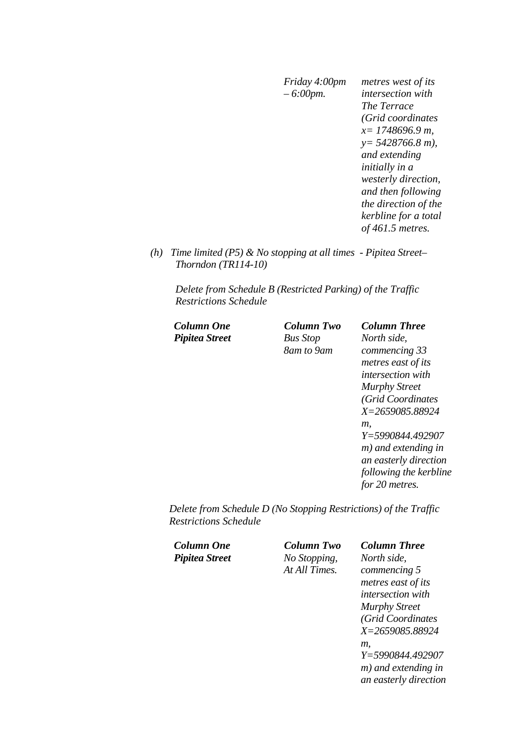| | | |
|---|---|---|
| | *Friday 4:00pm – 6:00pm.* | *metres west of its intersection with The Terrace (Grid coordinates x= 1748696.9 m, y= 5428766.8 m), and extending initially in a westerly direction, and then following the direction of the kerbline for a total of 461.5 metres.* |

*(h) Time limited (P5) & No stopping at all times - Pipitea Street– Thorndon (TR114-10)*

*Delete from Schedule B (Restricted Parking) of the Traffic Restrictions Schedule*

| ***Column One*** | ***Column Two*** | ***Column Three*** |
|---|---|---|
| ***Pipitea Street*** | *Bus Stop 8am to 9am* | *North side, commencing 33 metres east of its intersection with Murphy Street (Grid Coordinates X=2659085.88924 m, Y=5990844.492907 m) and extending in an easterly direction following the kerbline for 20 metres.* |

*Delete from Schedule D (No Stopping Restrictions) of the Traffic Restrictions Schedule*

| ***Column One*** | ***Column Two*** | ***Column Three*** |
|---|---|---|
| ***Pipitea Street*** | *No Stopping, At All Times.* | *North side, commencing 5 metres east of its intersection with Murphy Street (Grid Coordinates X=2659085.88924 m, Y=5990844.492907 m) and extending in an easterly direction* |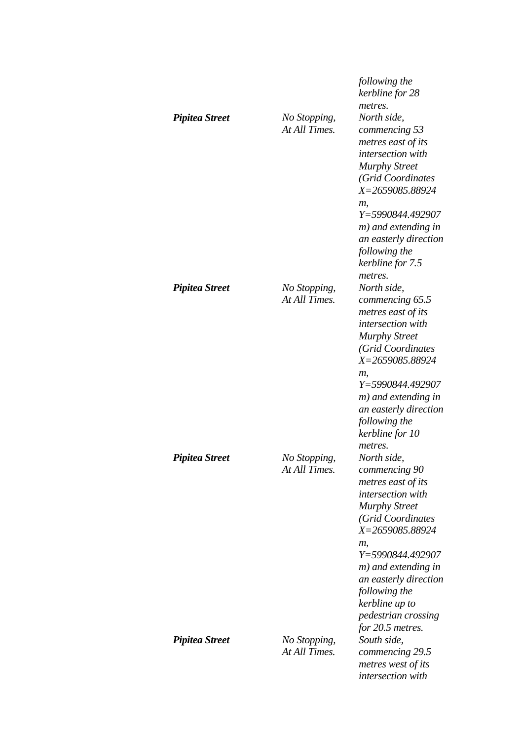| | | |
|---|---|---|
| | | *following the kerbline for 28 metres.* |
| ***Pipitea Street*** | *No Stopping, At All Times.* | *North side, commencing 53 metres east of its intersection with Murphy Street (Grid Coordinates X=2659085.88924 m, Y=5990844.492907 m) and extending in an easterly direction following the kerbline for 7.5 metres.* |
| ***Pipitea Street*** | *No Stopping, At All Times.* | *North side, commencing 65.5 metres east of its intersection with Murphy Street (Grid Coordinates X=2659085.88924 m, Y=5990844.492907 m) and extending in an easterly direction following the kerbline for 10 metres.* |
| ***Pipitea Street*** | *No Stopping, At All Times.* | *North side, commencing 90 metres east of its intersection with Murphy Street (Grid Coordinates X=2659085.88924 m, Y=5990844.492907 m) and extending in an easterly direction following the kerbline up to pedestrian crossing for 20.5 metres.* |
| ***Pipitea Street*** | *No Stopping, At All Times.* | *South side, commencing 29.5 metres west of its intersection with* |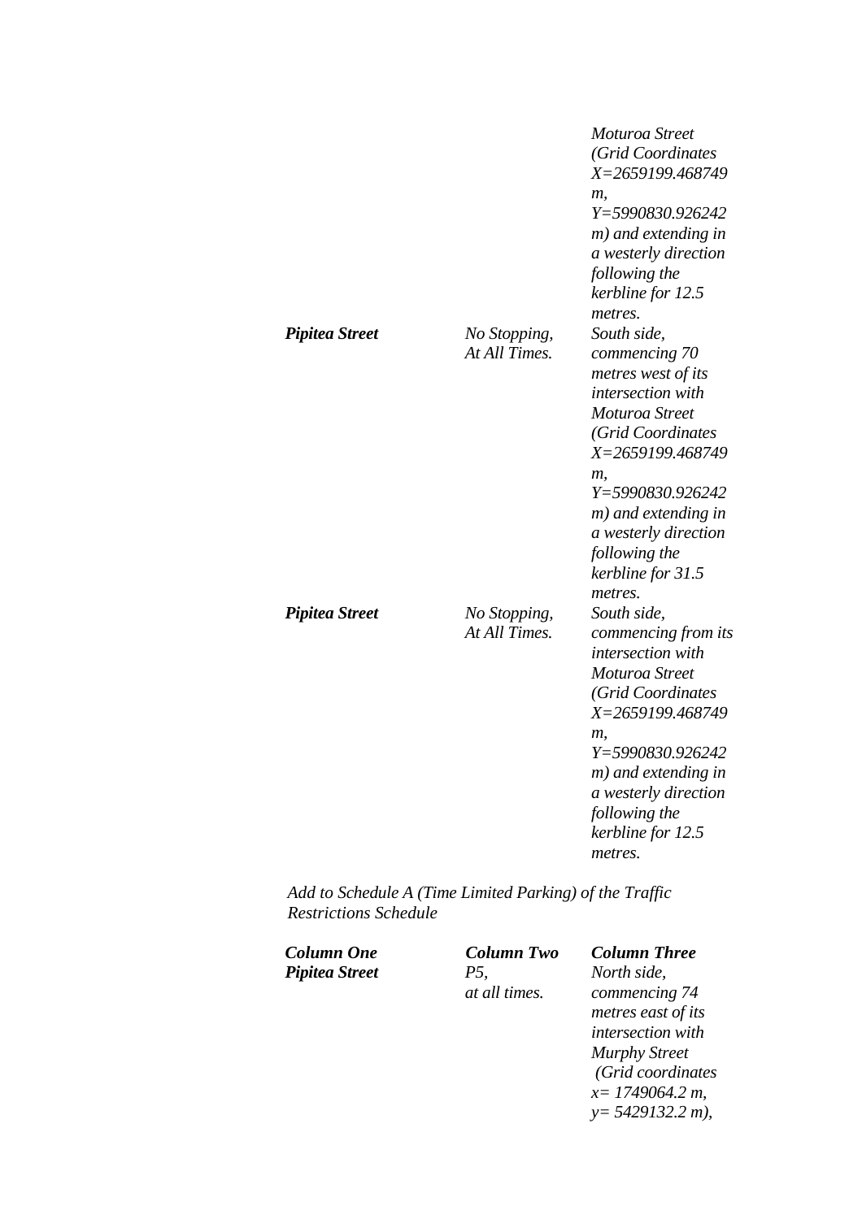| | | |
|---|---|---|
| | | *Moturoa Street (Grid Coordinates X=2659199.468749 m, Y=5990830.926242 m) and extending in a westerly direction following the kerbline for 12.5 metres.* |
| ***Pipitea Street*** | *No Stopping, At All Times.* | *South side, commencing 70 metres west of its intersection with Moturoa Street (Grid Coordinates X=2659199.468749 m, Y=5990830.926242 m) and extending in a westerly direction following the kerbline for 31.5 metres.* |
| ***Pipitea Street*** | *No Stopping, At All Times.* | *South side, commencing from its intersection with Moturoa Street (Grid Coordinates X=2659199.468749 m, Y=5990830.926242 m) and extending in a westerly direction following the kerbline for 12.5 metres.* |

*Add to Schedule A (Time Limited Parking) of the Traffic Restrictions Schedule*

| ***Column One*** | ***Column Two*** | ***Column Three*** |
|---|---|---|
| ***Pipitea Street*** | *P5, at all times.* | *North side, commencing 74 metres east of its intersection with Murphy Street (Grid coordinates x= 1749064.2 m, y= 5429132.2 m),* |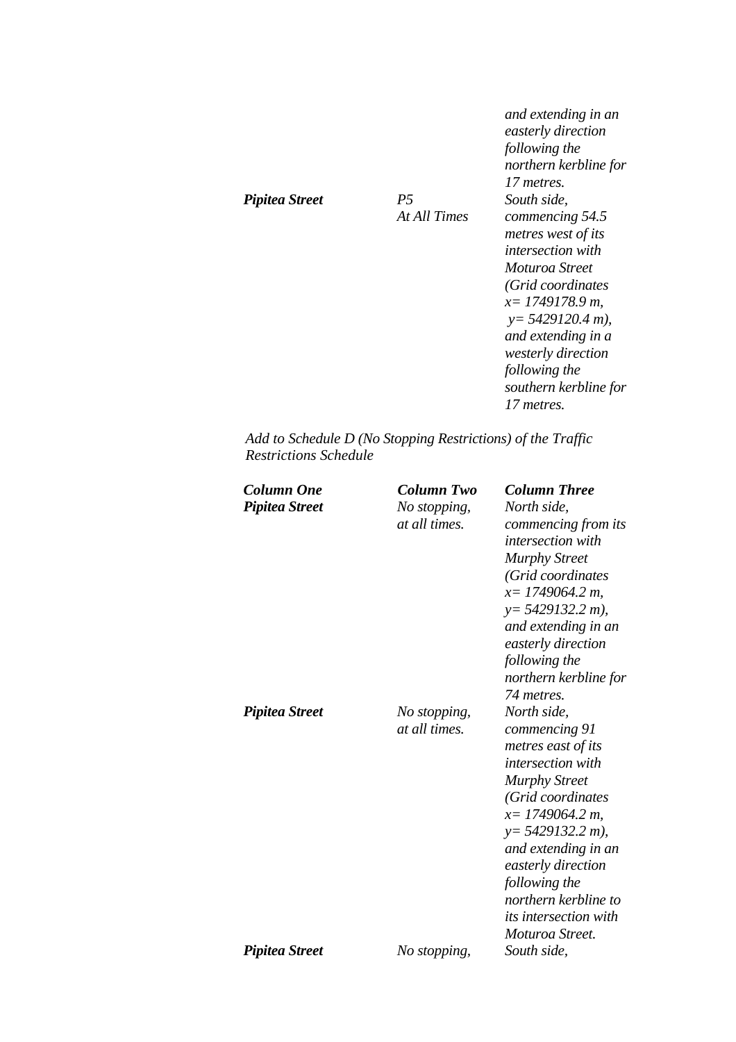| | | |
|---|---|---|
| | | *and extending in an easterly direction following the northern kerbline for 17 metres.* |
| ***Pipitea Street*** | *P5 At All Times* | *South side, commencing 54.5 metres west of its intersection with Moturoa Street (Grid coordinates x= 1749178.9 m, y= 5429120.4 m), and extending in a westerly direction following the southern kerbline for 17 metres.* |

*Add to Schedule D (No Stopping Restrictions) of the Traffic Restrictions Schedule*

| ***Column One*** | ***Column Two*** | ***Column Three*** |
|---|---|---|
| ***Pipitea Street*** | *No stopping, at all times.* | *North side, commencing from its intersection with Murphy Street (Grid coordinates x= 1749064.2 m, y= 5429132.2 m), and extending in an easterly direction following the northern kerbline for 74 metres.* |
| ***Pipitea Street*** | *No stopping, at all times.* | *North side, commencing 91 metres east of its intersection with Murphy Street (Grid coordinates x= 1749064.2 m, y= 5429132.2 m), and extending in an easterly direction following the northern kerbline to its intersection with Moturoa Street.* |
| ***Pipitea Street*** | *No stopping,* | *South side,* |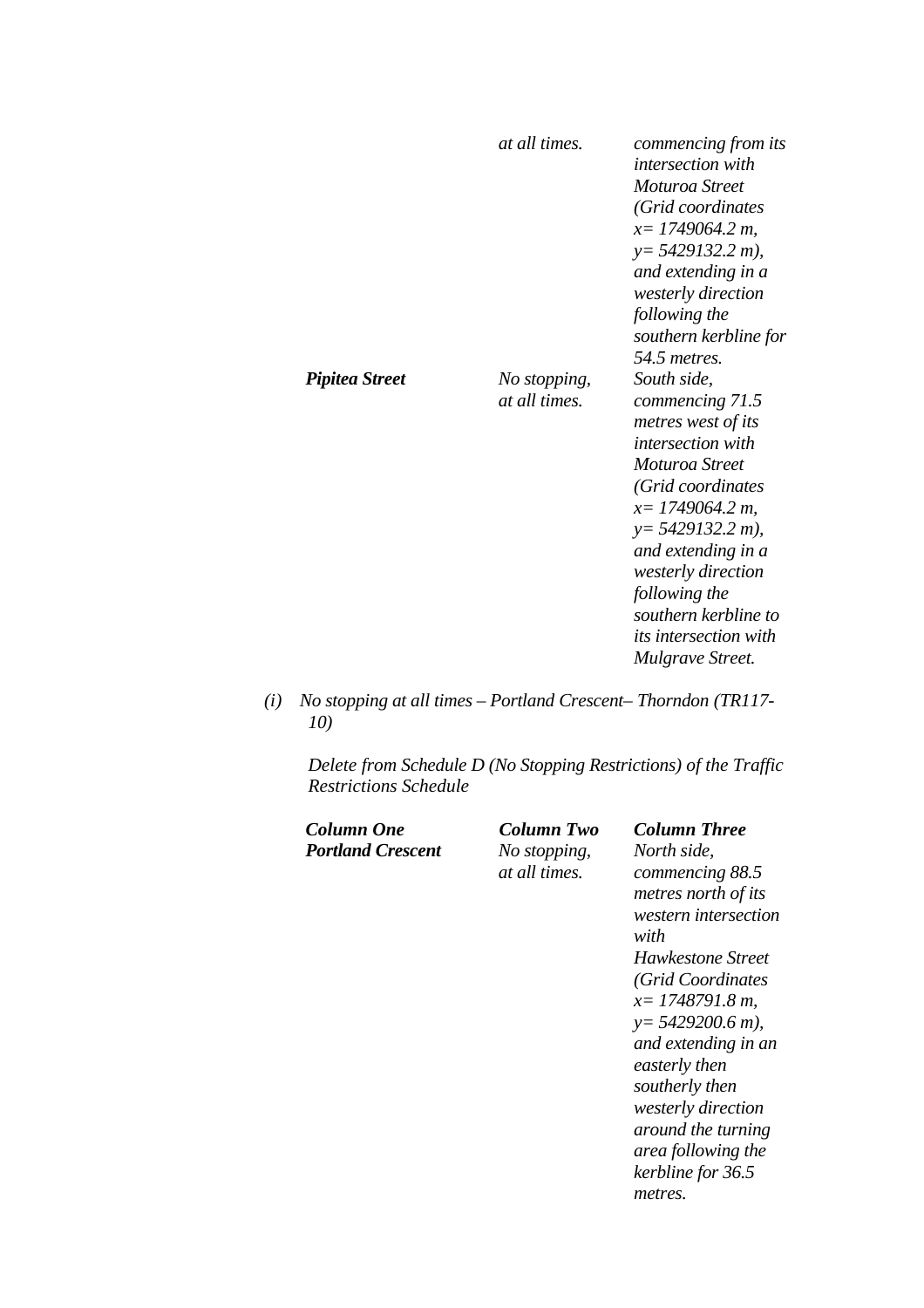| | | |
|---|---|---|
| | *at all times.* | *commencing from its intersection with Moturoa Street (Grid coordinates x= 1749064.2 m, y= 5429132.2 m), and extending in a westerly direction following the southern kerbline for 54.5 metres.* |
| ***Pipitea Street*** | *No stopping, at all times.* | *South side, commencing 71.5 metres west of its intersection with Moturoa Street (Grid coordinates x= 1749064.2 m, y= 5429132.2 m), and extending in a westerly direction following the southern kerbline to its intersection with Mulgrave Street.* |

*(i) No stopping at all times – Portland Crescent– Thorndon (TR117-10)*

*Delete from Schedule D (No Stopping Restrictions) of the Traffic Restrictions Schedule*

| ***Column One*** | ***Column Two*** | ***Column Three*** |
|---|---|---|
| ***Portland Crescent*** | *No stopping, at all times.* | *North side, commencing 88.5 metres north of its western intersection with Hawkestone Street (Grid Coordinates x= 1748791.8 m, y= 5429200.6 m), and extending in an easterly then southerly then westerly direction around the turning area following the kerbline for 36.5 metres.* |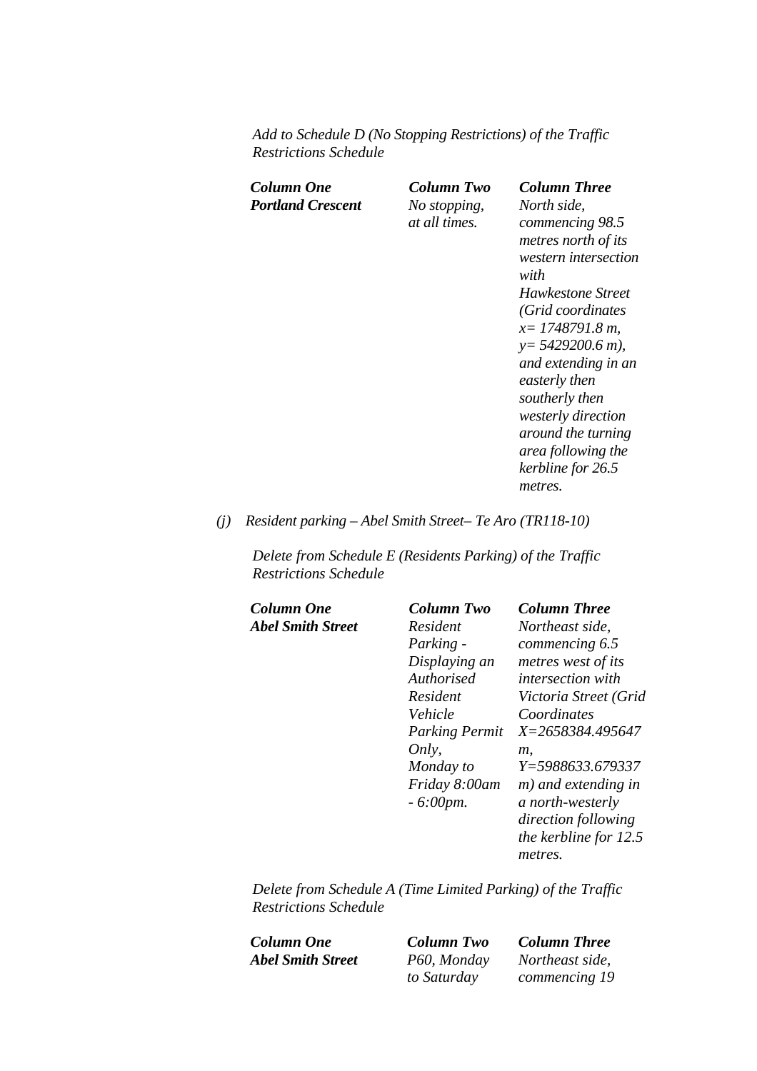*Add to Schedule D (No Stopping Restrictions) of the Traffic Restrictions Schedule*

| ***Column One*** | ***Column Two*** | ***Column Three*** |
|---|---|---|
| ***Portland Crescent*** | *No stopping, at all times.* | *North side, commencing 98.5 metres north of its western intersection with Hawkestone Street (Grid coordinates x= 1748791.8 m, y= 5429200.6 m), and extending in an easterly then southerly then westerly direction around the turning area following the kerbline for 26.5 metres.* |

*(j) Resident parking – Abel Smith Street– Te Aro (TR118-10)*

*Delete from Schedule E (Residents Parking) of the Traffic Restrictions Schedule*

| ***Column One*** | ***Column Two*** | ***Column Three*** |
|---|---|---|
| ***Abel Smith Street*** | *Resident Parking - Displaying an Authorised Resident Vehicle Parking Permit Only, Monday to Friday 8:00am - 6:00pm.* | *Northeast side, commencing 6.5 metres west of its intersection with Victoria Street (Grid Coordinates X=2658384.495647 m, Y=5988633.679337 m) and extending in a north-westerly direction following the kerbline for 12.5 metres.* |

*Delete from Schedule A (Time Limited Parking) of the Traffic Restrictions Schedule*

| ***Column One*** | ***Column Two*** | ***Column Three*** |
|---|---|---|
| ***Abel Smith Street*** | *P60, Monday to Saturday* | *Northeast side, commencing 19* |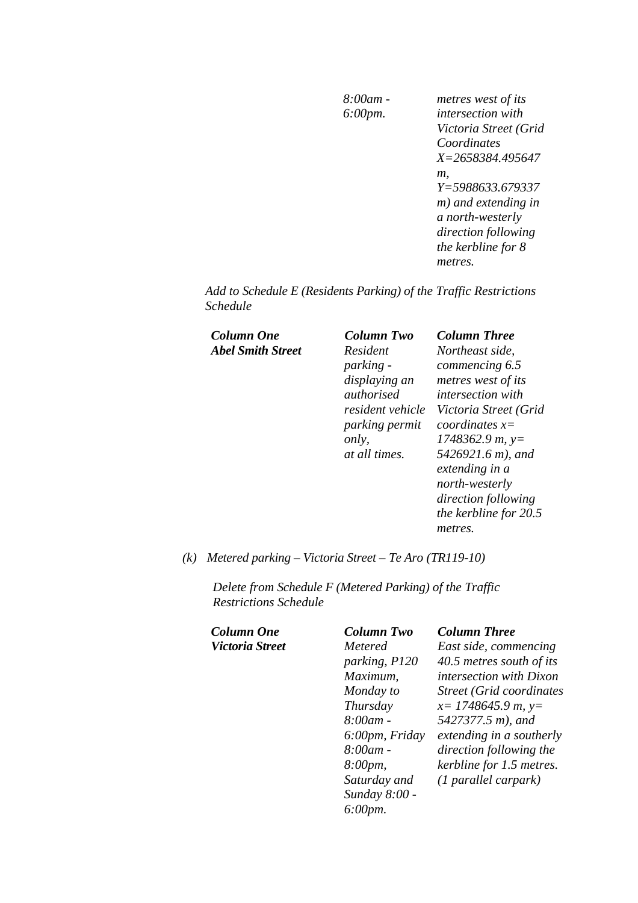| | | |
|---|---|---|
| | *8:00am - 6:00pm.* | *metres west of its intersection with Victoria Street (Grid Coordinates X=2658384.495647 m, Y=5988633.679337 m) and extending in a north-westerly direction following the kerbline for 8 metres.* |

*Add to Schedule E (Residents Parking) of the Traffic Restrictions Schedule*

| ***Column One*** | ***Column Two*** | ***Column Three*** |
|---|---|---|
| ***Abel Smith Street*** | *Resident parking - displaying an authorised resident vehicle parking permit only, at all times.* | *Northeast side, commencing 6.5 metres west of its intersection with Victoria Street (Grid coordinates x= 1748362.9 m, y= 5426921.6 m), and extending in a north-westerly direction following the kerbline for 20.5 metres.* |

*(k) Metered parking – Victoria Street – Te Aro (TR119-10)*

*Delete from Schedule F (Metered Parking) of the Traffic Restrictions Schedule*

| ***Column One*** | ***Column Two*** | ***Column Three*** |
|---|---|---|
| ***Victoria Street*** | *Metered parking, P120 Maximum, Monday to Thursday 8:00am - 6:00pm, Friday 8:00am - 8:00pm, Saturday and Sunday 8:00 - 6:00pm.* | *East side, commencing 40.5 metres south of its intersection with Dixon Street (Grid coordinates x= 1748645.9 m, y= 5427377.5 m), and extending in a southerly direction following the kerbline for 1.5 metres. (1 parallel carpark)* |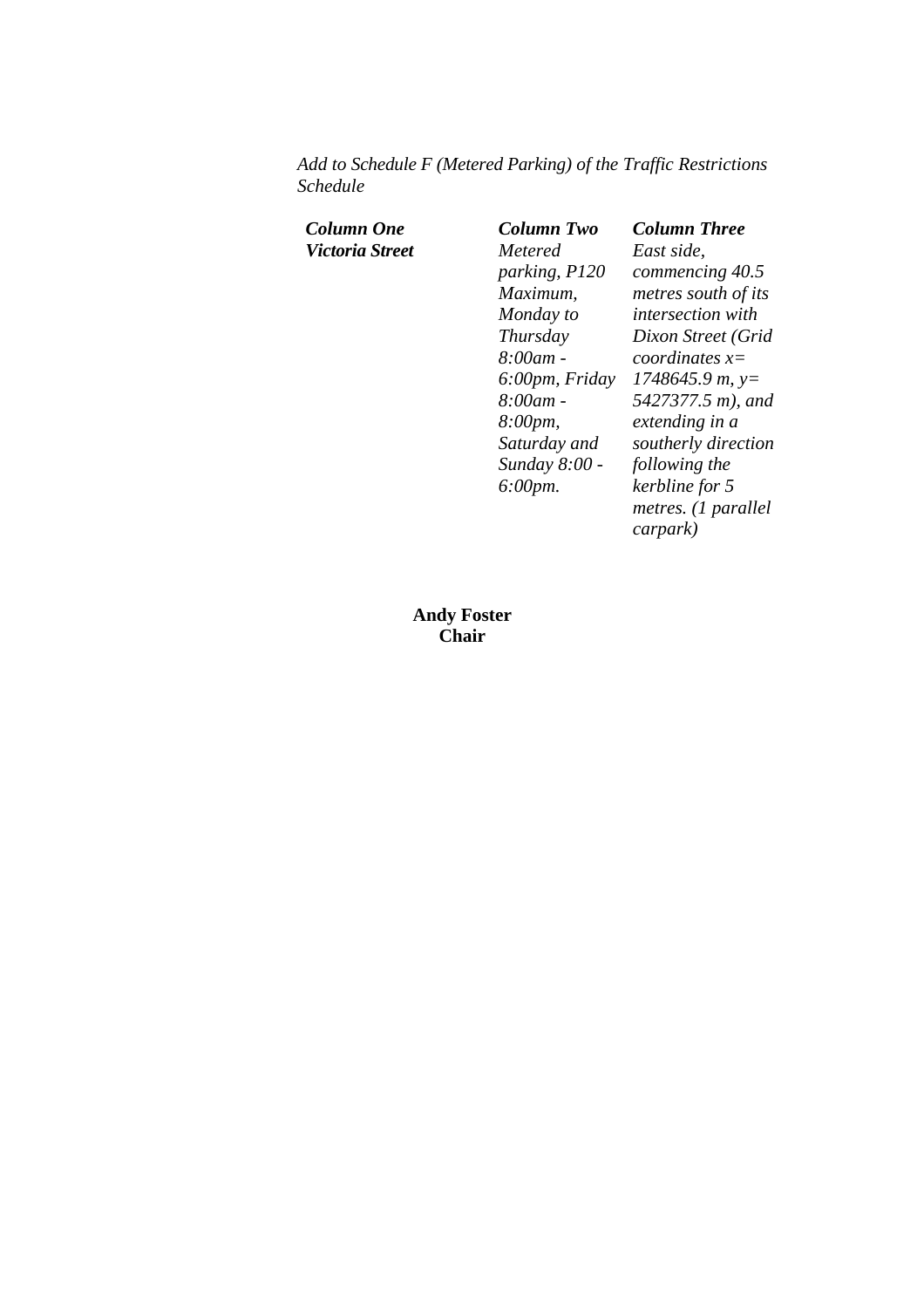*Add to Schedule F (Metered Parking) of the Traffic Restrictions Schedule*

| ***Column One*** | ***Column Two*** | ***Column Three*** |
|---|---|---|
| ***Victoria Street*** | *Metered parking, P120 Maximum, Monday to Thursday 8:00am - 6:00pm, Friday 8:00am - 8:00pm, Saturday and Sunday 8:00 - 6:00pm.* | *East side, commencing 40.5 metres south of its intersection with Dixon Street (Grid coordinates x= 1748645.9 m, y= 5427377.5 m), and extending in a southerly direction following the kerbline for 5 metres. (1 parallel carpark)* |

**Andy Foster**
**Chair**